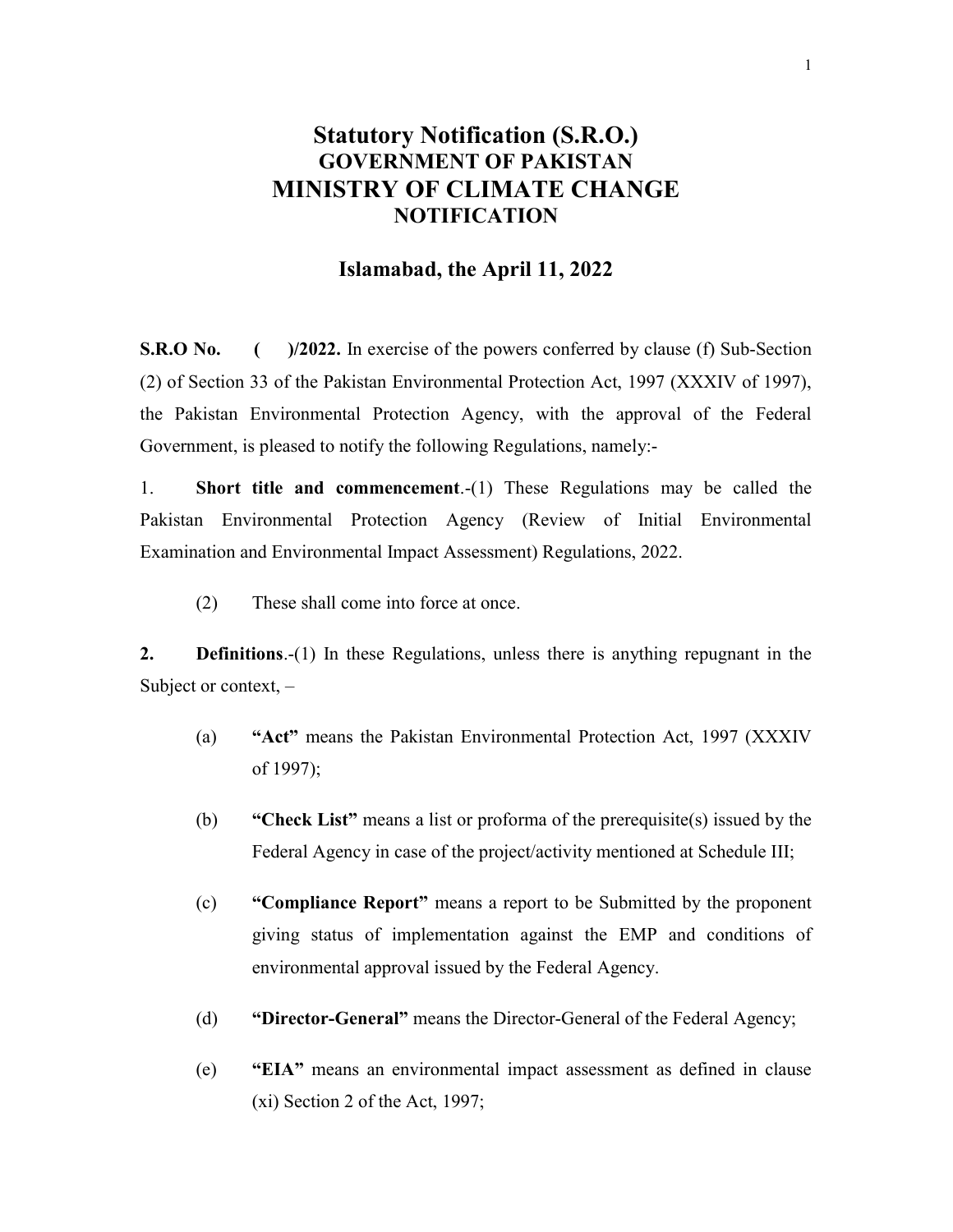# Statutory Notification (S.R.O.)

## GOVERNMENT OF PAKISTAN

# MINISTRY OF CLIMATE CHANGE

## NOTIFICATION

### Islamabad, the April 11, 2022

**S.R.O No. ( )/2022.** In exercise of the powers conferred by clause (f) Sub-Section (2) of Section 33 of the Pakistan Environmental Protection Act, 1997 (XXXIV of 1997), the Pakistan Environmental Protection Agency, with the approval of the Federal Government, is pleased to notify the following Regulations, namely:-

1. **Short title and commencement**.-(1) These Regulations may be called the Pakistan Environmental Protection Agency (Review of Initial Environmental Examination and Environmental Impact Assessment) Regulations, 2022.

(2) These shall come into force at once.

**2. Definitions**.-(1) In these Regulations, unless there is anything repugnant in the Subject or context, –

(a) **"Act"** means the Pakistan Environmental Protection Act, 1997 (XXXIV of 1997);

(b) **"Check List"** means a list or proforma of the prerequisite(s) issued by the Federal Agency in case of the project/activity mentioned at Schedule III;

(c) **"Compliance Report"** means a report to be Submitted by the proponent giving status of implementation against the EMP and conditions of environmental approval issued by the Federal Agency.

(d) **"Director-General"** means the Director-General of the Federal Agency;

(e) **"EIA"** means an environmental impact assessment as defined in clause (xi) Section 2 of the Act, 1997;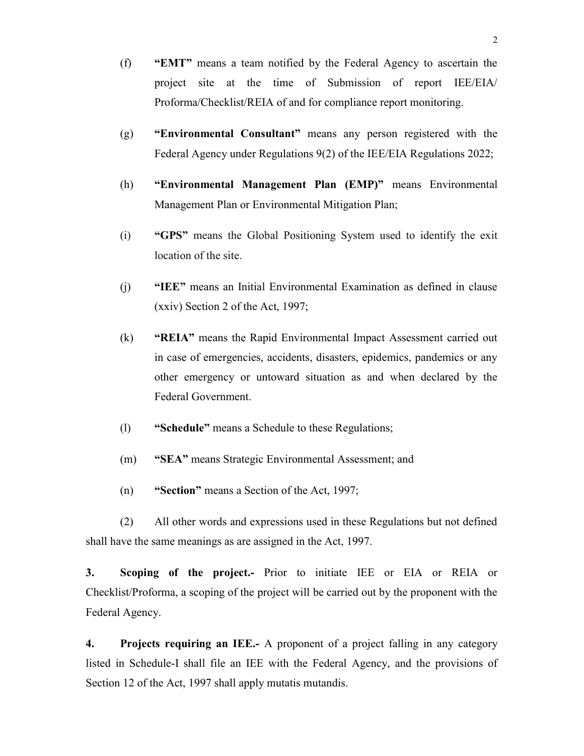(f) **"EMT"** means a team notified by the Federal Agency to ascertain the project site at the time of Submission of report IEE/EIA/ Proforma/Checklist/REIA of and for compliance report monitoring.

(g) **"Environmental Consultant"** means any person registered with the Federal Agency under Regulations 9(2) of the IEE/EIA Regulations 2022;

(h) **"Environmental Management Plan (EMP)"** means Environmental Management Plan or Environmental Mitigation Plan;

(i) **"GPS"** means the Global Positioning System used to identify the exit location of the site.

(j) **"IEE"** means an Initial Environmental Examination as defined in clause (xxiv) Section 2 of the Act, 1997;

(k) **"REIA"** means the Rapid Environmental Impact Assessment carried out in case of emergencies, accidents, disasters, epidemics, pandemics or any other emergency or untoward situation as and when declared by the Federal Government.

(l) **"Schedule"** means a Schedule to these Regulations;

(m) **"SEA"** means Strategic Environmental Assessment; and

(n) **"Section"** means a Section of the Act, 1997;

(2) All other words and expressions used in these Regulations but not defined shall have the same meanings as are assigned in the Act, 1997.

**3. Scoping of the project.-** Prior to initiate IEE or EIA or REIA or Checklist/Proforma, a scoping of the project will be carried out by the proponent with the Federal Agency.

**4. Projects requiring an IEE.-** A proponent of a project falling in any category listed in Schedule-I shall file an IEE with the Federal Agency, and the provisions of Section 12 of the Act, 1997 shall apply mutatis mutandis.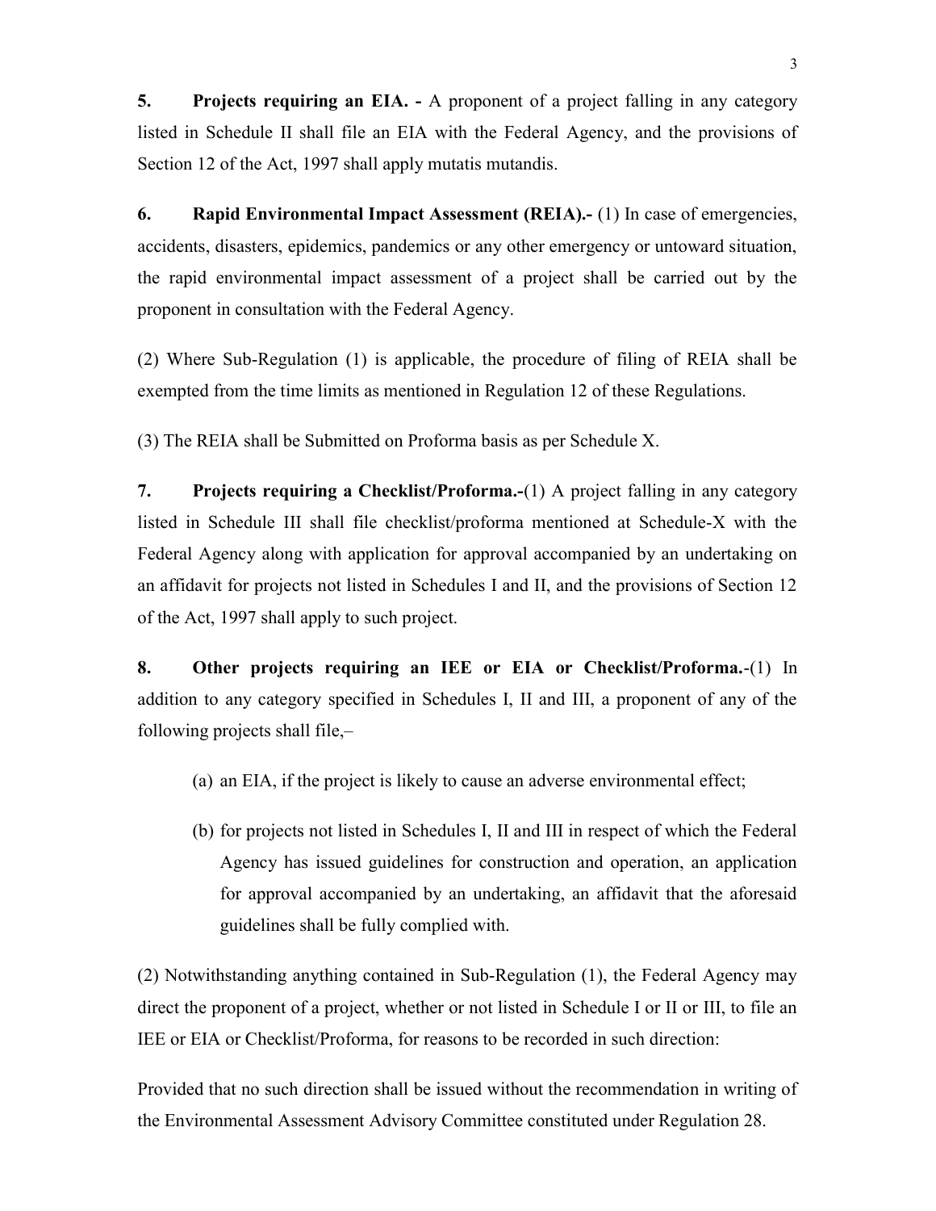**5. Projects requiring an EIA. -** A proponent of a project falling in any category listed in Schedule II shall file an EIA with the Federal Agency, and the provisions of Section 12 of the Act, 1997 shall apply mutatis mutandis.

**6. Rapid Environmental Impact Assessment (REIA).-** (1) In case of emergencies, accidents, disasters, epidemics, pandemics or any other emergency or untoward situation, the rapid environmental impact assessment of a project shall be carried out by the proponent in consultation with the Federal Agency.

(2) Where Sub-Regulation (1) is applicable, the procedure of filing of REIA shall be exempted from the time limits as mentioned in Regulation 12 of these Regulations.

(3) The REIA shall be Submitted on Proforma basis as per Schedule X.

**7. Projects requiring a Checklist/Proforma.-**(1) A project falling in any category listed in Schedule III shall file checklist/proforma mentioned at Schedule-X with the Federal Agency along with application for approval accompanied by an undertaking on an affidavit for projects not listed in Schedules I and II, and the provisions of Section 12 of the Act, 1997 shall apply to such project.

**8. Other projects requiring an IEE or EIA or Checklist/Proforma.**-(1) In addition to any category specified in Schedules I, II and III, a proponent of any of the following projects shall file,–

(a) an EIA, if the project is likely to cause an adverse environmental effect;

(b) for projects not listed in Schedules I, II and III in respect of which the Federal Agency has issued guidelines for construction and operation, an application for approval accompanied by an undertaking, an affidavit that the aforesaid guidelines shall be fully complied with.

(2) Notwithstanding anything contained in Sub-Regulation (1), the Federal Agency may direct the proponent of a project, whether or not listed in Schedule I or II or III, to file an IEE or EIA or Checklist/Proforma, for reasons to be recorded in such direction:

Provided that no such direction shall be issued without the recommendation in writing of the Environmental Assessment Advisory Committee constituted under Regulation 28.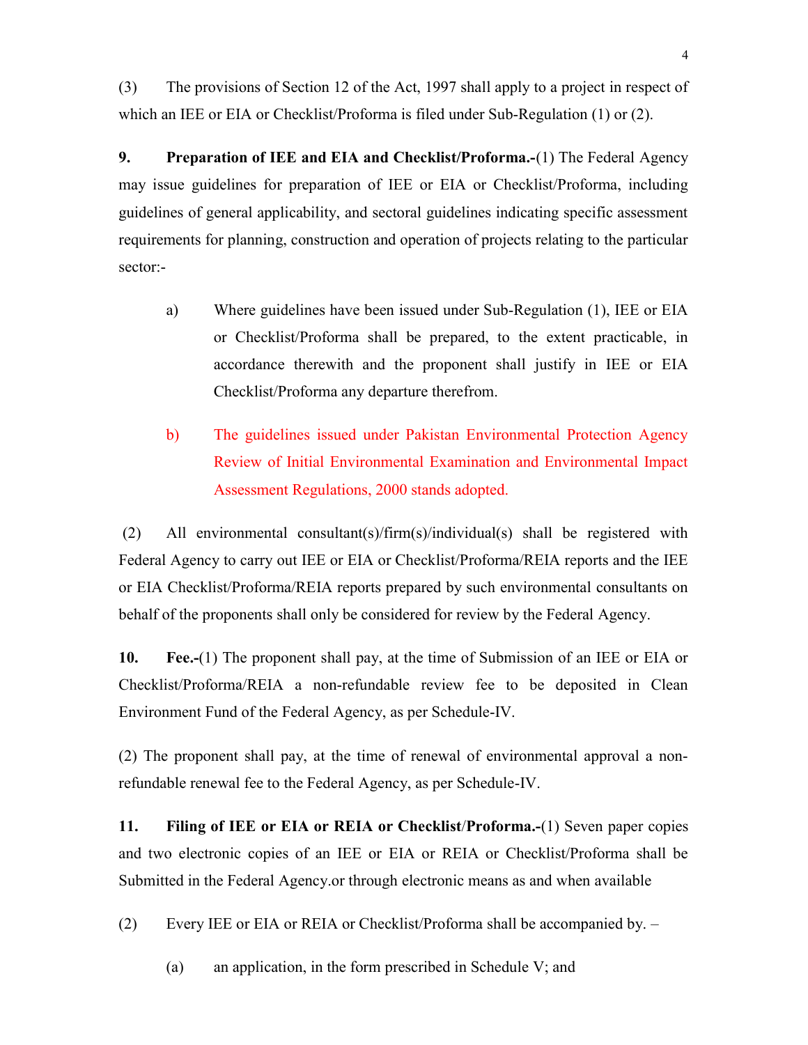(3) The provisions of Section 12 of the Act, 1997 shall apply to a project in respect of which an IEE or EIA or Checklist/Proforma is filed under Sub-Regulation (1) or (2).

**9. Preparation of IEE and EIA and Checklist/Proforma.-**(1) The Federal Agency may issue guidelines for preparation of IEE or EIA or Checklist/Proforma, including guidelines of general applicability, and sectoral guidelines indicating specific assessment requirements for planning, construction and operation of projects relating to the particular sector:-

a) Where guidelines have been issued under Sub-Regulation (1), IEE or EIA or Checklist/Proforma shall be prepared, to the extent practicable, in accordance therewith and the proponent shall justify in IEE or EIA Checklist/Proforma any departure therefrom.

b) The guidelines issued under Pakistan Environmental Protection Agency Review of Initial Environmental Examination and Environmental Impact Assessment Regulations, 2000 stands adopted.

(2) All environmental consultant(s)/firm(s)/individual(s) shall be registered with Federal Agency to carry out IEE or EIA or Checklist/Proforma/REIA reports and the IEE or EIA Checklist/Proforma/REIA reports prepared by such environmental consultants on behalf of the proponents shall only be considered for review by the Federal Agency.

**10. Fee.-**(1) The proponent shall pay, at the time of Submission of an IEE or EIA or Checklist/Proforma/REIA a non-refundable review fee to be deposited in Clean Environment Fund of the Federal Agency, as per Schedule-IV.

(2) The proponent shall pay, at the time of renewal of environmental approval a non-refundable renewal fee to the Federal Agency, as per Schedule-IV.

**11. Filing of IEE or EIA or REIA or Checklist/Proforma.-**(1) Seven paper copies and two electronic copies of an IEE or EIA or REIA or Checklist/Proforma shall be Submitted in the Federal Agency.or through electronic means as and when available

(2) Every IEE or EIA or REIA or Checklist/Proforma shall be accompanied by. –

(a) an application, in the form prescribed in Schedule V; and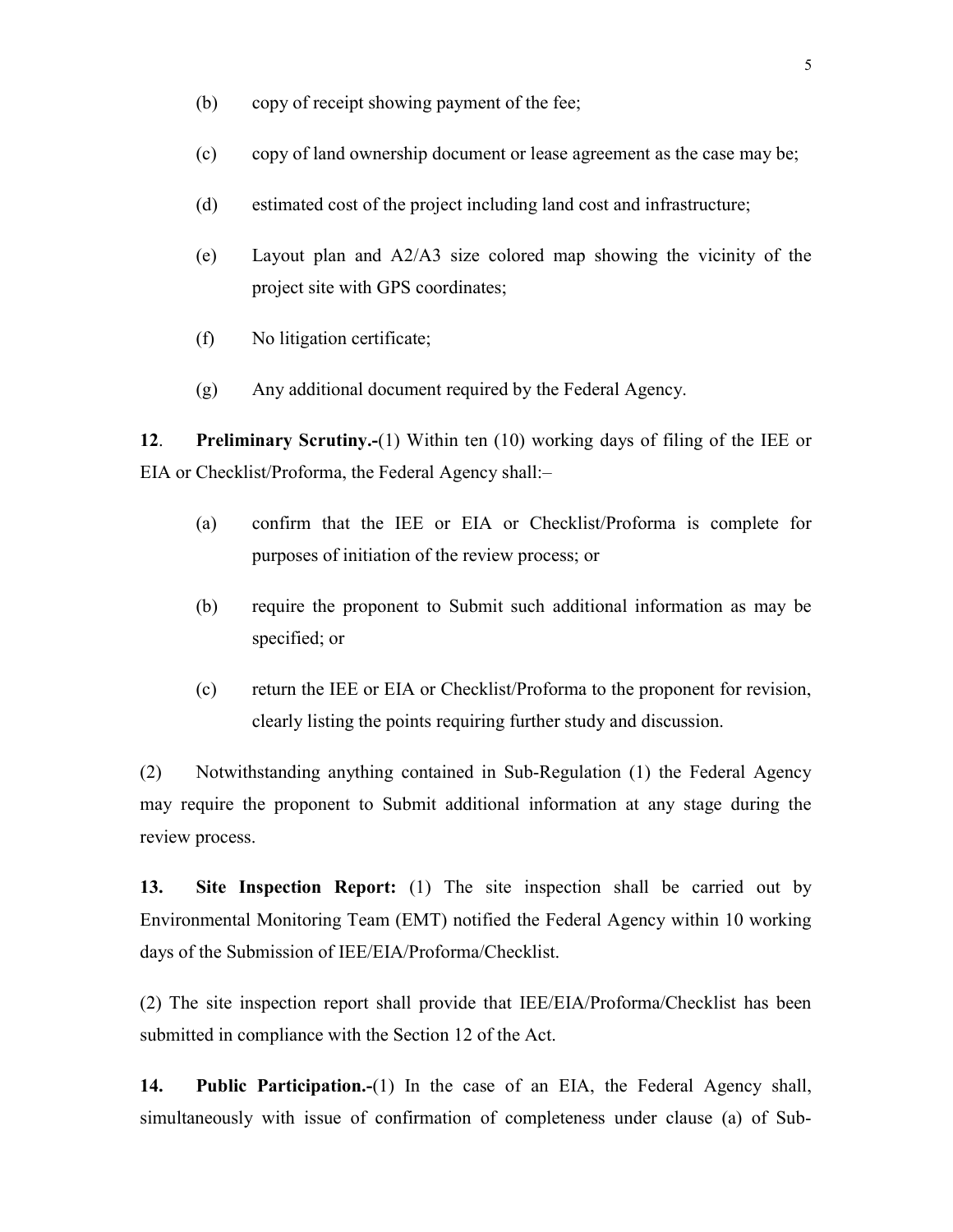(b) copy of receipt showing payment of the fee;

(c) copy of land ownership document or lease agreement as the case may be;

(d) estimated cost of the project including land cost and infrastructure;

(e) Layout plan and A2/A3 size colored map showing the vicinity of the project site with GPS coordinates;

(f) No litigation certificate;

(g) Any additional document required by the Federal Agency.

**12**. **Preliminary Scrutiny.-**(1) Within ten (10) working days of filing of the IEE or EIA or Checklist/Proforma, the Federal Agency shall:–

(a) confirm that the IEE or EIA or Checklist/Proforma is complete for purposes of initiation of the review process; or

(b) require the proponent to Submit such additional information as may be specified; or

(c) return the IEE or EIA or Checklist/Proforma to the proponent for revision, clearly listing the points requiring further study and discussion.

(2) Notwithstanding anything contained in Sub-Regulation (1) the Federal Agency may require the proponent to Submit additional information at any stage during the review process.

**13.** **Site Inspection Report:** (1) The site inspection shall be carried out by Environmental Monitoring Team (EMT) notified the Federal Agency within 10 working days of the Submission of IEE/EIA/Proforma/Checklist.

(2) The site inspection report shall provide that IEE/EIA/Proforma/Checklist has been submitted in compliance with the Section 12 of the Act.

**14.** **Public Participation.-**(1) In the case of an EIA, the Federal Agency shall, simultaneously with issue of confirmation of completeness under clause (a) of Sub-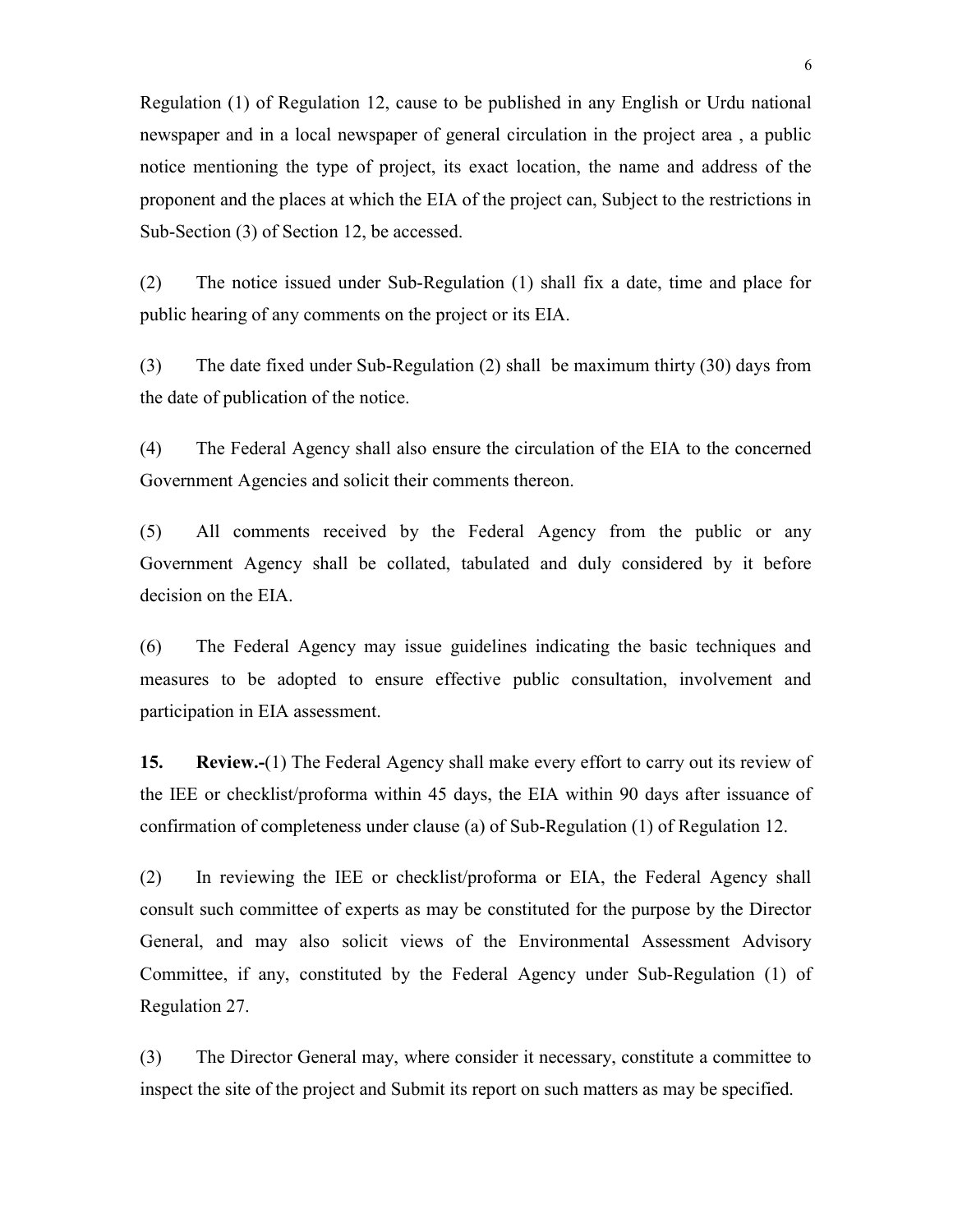Regulation (1) of Regulation 12, cause to be published in any English or Urdu national newspaper and in a local newspaper of general circulation in the project area , a public notice mentioning the type of project, its exact location, the name and address of the proponent and the places at which the EIA of the project can, Subject to the restrictions in Sub-Section (3) of Section 12, be accessed.

(2) The notice issued under Sub-Regulation (1) shall fix a date, time and place for public hearing of any comments on the project or its EIA.

(3) The date fixed under Sub-Regulation (2) shall be maximum thirty (30) days from the date of publication of the notice.

(4) The Federal Agency shall also ensure the circulation of the EIA to the concerned Government Agencies and solicit their comments thereon.

(5) All comments received by the Federal Agency from the public or any Government Agency shall be collated, tabulated and duly considered by it before decision on the EIA.

(6) The Federal Agency may issue guidelines indicating the basic techniques and measures to be adopted to ensure effective public consultation, involvement and participation in EIA assessment.

**15. Review.-**(1) The Federal Agency shall make every effort to carry out its review of the IEE or checklist/proforma within 45 days, the EIA within 90 days after issuance of confirmation of completeness under clause (a) of Sub-Regulation (1) of Regulation 12.

(2) In reviewing the IEE or checklist/proforma or EIA, the Federal Agency shall consult such committee of experts as may be constituted for the purpose by the Director General, and may also solicit views of the Environmental Assessment Advisory Committee, if any, constituted by the Federal Agency under Sub-Regulation (1) of Regulation 27.

(3) The Director General may, where consider it necessary, constitute a committee to inspect the site of the project and Submit its report on such matters as may be specified.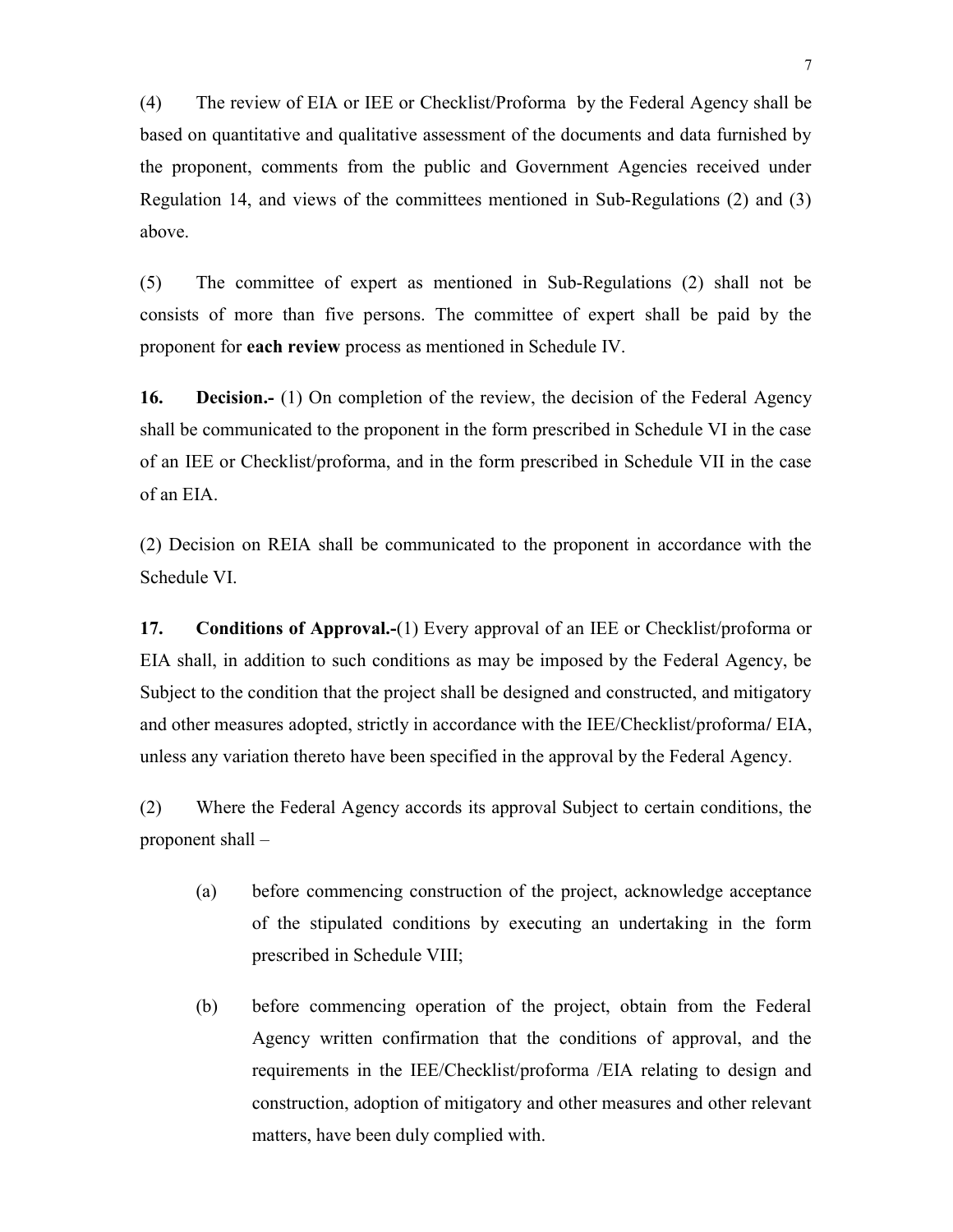(4) The review of EIA or IEE or Checklist/Proforma by the Federal Agency shall be based on quantitative and qualitative assessment of the documents and data furnished by the proponent, comments from the public and Government Agencies received under Regulation 14, and views of the committees mentioned in Sub-Regulations (2) and (3) above.

(5) The committee of expert as mentioned in Sub-Regulations (2) shall not be consists of more than five persons. The committee of expert shall be paid by the proponent for **each review** process as mentioned in Schedule IV.

**16. Decision.-** (1) On completion of the review, the decision of the Federal Agency shall be communicated to the proponent in the form prescribed in Schedule VI in the case of an IEE or Checklist/proforma, and in the form prescribed in Schedule VII in the case of an EIA.

(2) Decision on REIA shall be communicated to the proponent in accordance with the Schedule VI.

**17. Conditions of Approval.-**(1) Every approval of an IEE or Checklist/proforma or EIA shall, in addition to such conditions as may be imposed by the Federal Agency, be Subject to the condition that the project shall be designed and constructed, and mitigatory and other measures adopted, strictly in accordance with the IEE/Checklist/proforma/ EIA, unless any variation thereto have been specified in the approval by the Federal Agency.

(2) Where the Federal Agency accords its approval Subject to certain conditions, the proponent shall –

(a) before commencing construction of the project, acknowledge acceptance of the stipulated conditions by executing an undertaking in the form prescribed in Schedule VIII;

(b) before commencing operation of the project, obtain from the Federal Agency written confirmation that the conditions of approval, and the requirements in the IEE/Checklist/proforma /EIA relating to design and construction, adoption of mitigatory and other measures and other relevant matters, have been duly complied with.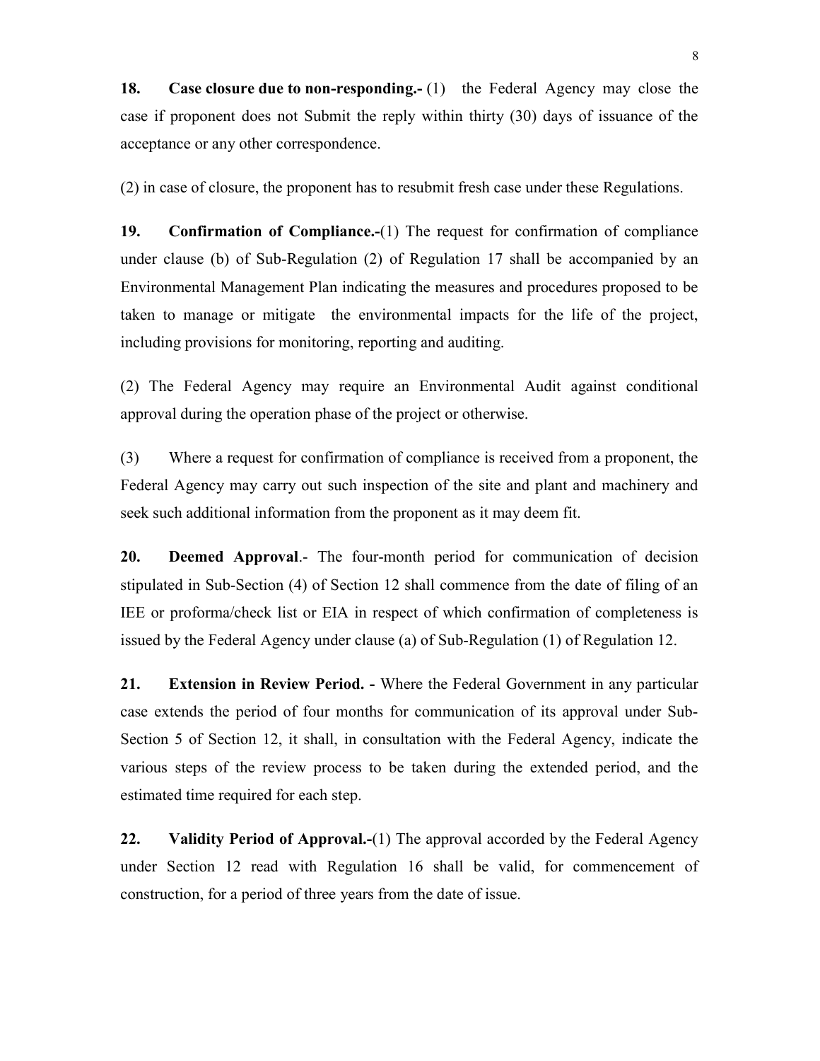**18. Case closure due to non-responding.-** (1) the Federal Agency may close the case if proponent does not Submit the reply within thirty (30) days of issuance of the acceptance or any other correspondence.

(2) in case of closure, the proponent has to resubmit fresh case under these Regulations.

**19. Confirmation of Compliance.-**(1) The request for confirmation of compliance under clause (b) of Sub-Regulation (2) of Regulation 17 shall be accompanied by an Environmental Management Plan indicating the measures and procedures proposed to be taken to manage or mitigate the environmental impacts for the life of the project, including provisions for monitoring, reporting and auditing.

(2) The Federal Agency may require an Environmental Audit against conditional approval during the operation phase of the project or otherwise.

(3) Where a request for confirmation of compliance is received from a proponent, the Federal Agency may carry out such inspection of the site and plant and machinery and seek such additional information from the proponent as it may deem fit.

**20. Deemed Approval**.- The four-month period for communication of decision stipulated in Sub-Section (4) of Section 12 shall commence from the date of filing of an IEE or proforma/check list or EIA in respect of which confirmation of completeness is issued by the Federal Agency under clause (a) of Sub-Regulation (1) of Regulation 12.

**21. Extension in Review Period. -** Where the Federal Government in any particular case extends the period of four months for communication of its approval under Sub-Section 5 of Section 12, it shall, in consultation with the Federal Agency, indicate the various steps of the review process to be taken during the extended period, and the estimated time required for each step.

**22. Validity Period of Approval.-**(1) The approval accorded by the Federal Agency under Section 12 read with Regulation 16 shall be valid, for commencement of construction, for a period of three years from the date of issue.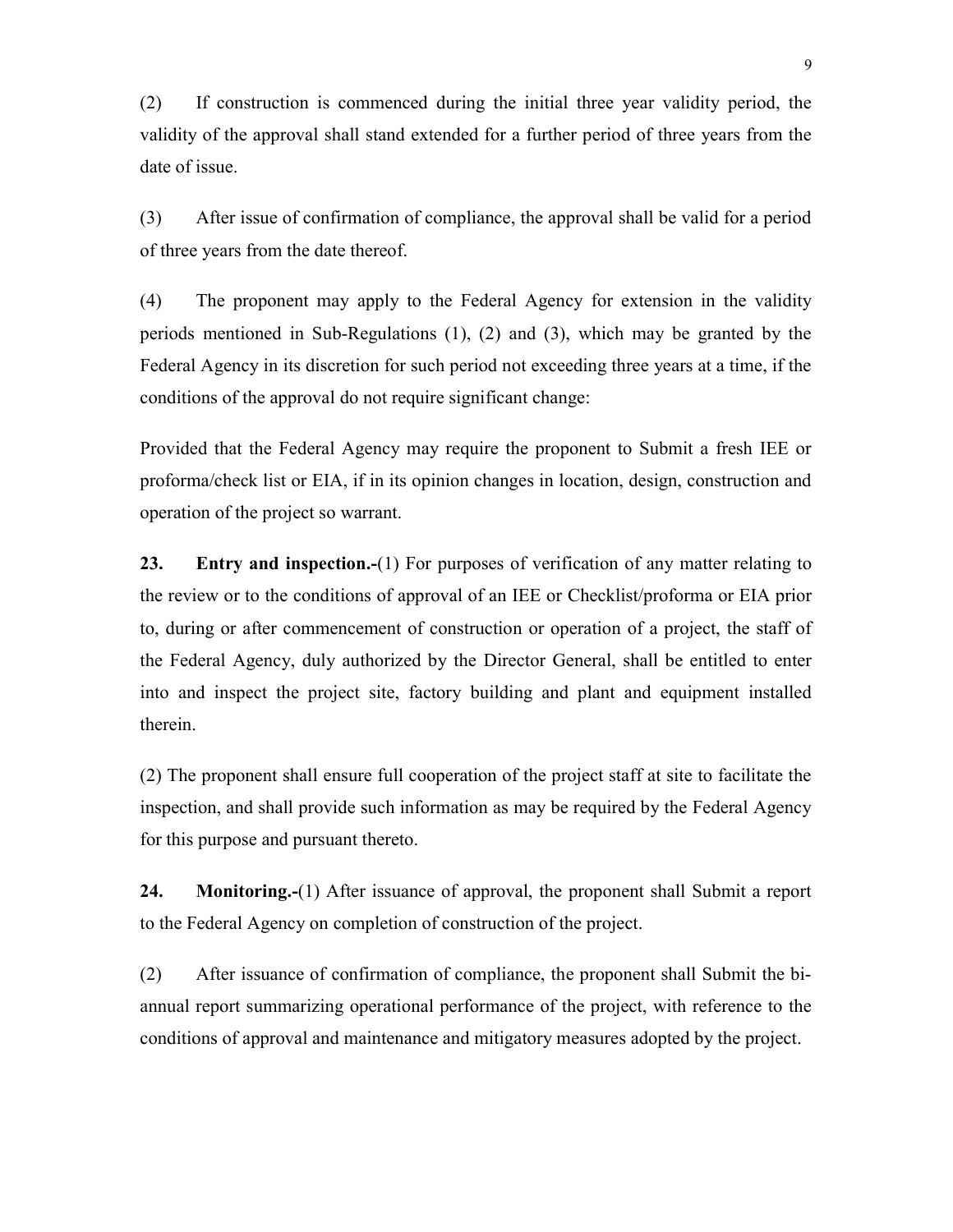(2) If construction is commenced during the initial three year validity period, the validity of the approval shall stand extended for a further period of three years from the date of issue.

(3) After issue of confirmation of compliance, the approval shall be valid for a period of three years from the date thereof.

(4) The proponent may apply to the Federal Agency for extension in the validity periods mentioned in Sub-Regulations (1), (2) and (3), which may be granted by the Federal Agency in its discretion for such period not exceeding three years at a time, if the conditions of the approval do not require significant change:

Provided that the Federal Agency may require the proponent to Submit a fresh IEE or proforma/check list or EIA, if in its opinion changes in location, design, construction and operation of the project so warrant.

**23. Entry and inspection.-**(1) For purposes of verification of any matter relating to the review or to the conditions of approval of an IEE or Checklist/proforma or EIA prior to, during or after commencement of construction or operation of a project, the staff of the Federal Agency, duly authorized by the Director General, shall be entitled to enter into and inspect the project site, factory building and plant and equipment installed therein.

(2) The proponent shall ensure full cooperation of the project staff at site to facilitate the inspection, and shall provide such information as may be required by the Federal Agency for this purpose and pursuant thereto.

**24. Monitoring.-**(1) After issuance of approval, the proponent shall Submit a report to the Federal Agency on completion of construction of the project.

(2) After issuance of confirmation of compliance, the proponent shall Submit the bi-annual report summarizing operational performance of the project, with reference to the conditions of approval and maintenance and mitigatory measures adopted by the project.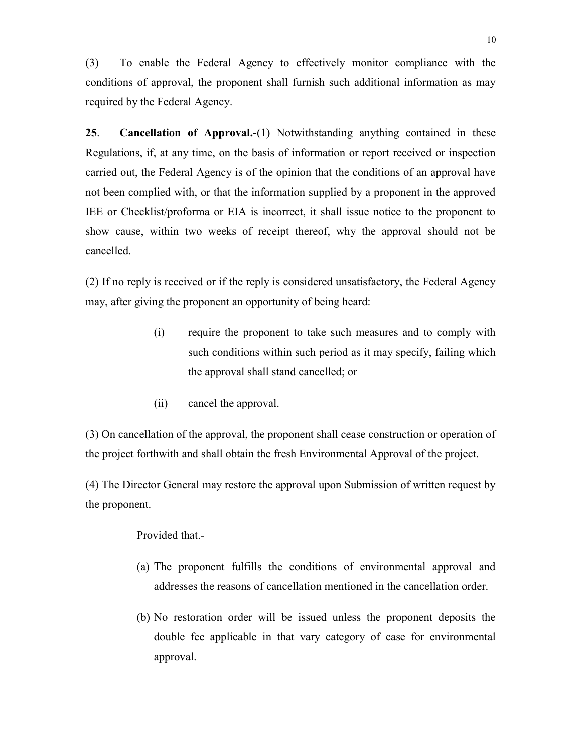(3) To enable the Federal Agency to effectively monitor compliance with the conditions of approval, the proponent shall furnish such additional information as may required by the Federal Agency.

**25**. **Cancellation of Approval.-**(1) Notwithstanding anything contained in these Regulations, if, at any time, on the basis of information or report received or inspection carried out, the Federal Agency is of the opinion that the conditions of an approval have not been complied with, or that the information supplied by a proponent in the approved IEE or Checklist/proforma or EIA is incorrect, it shall issue notice to the proponent to show cause, within two weeks of receipt thereof, why the approval should not be cancelled.

(2) If no reply is received or if the reply is considered unsatisfactory, the Federal Agency may, after giving the proponent an opportunity of being heard:

(i) require the proponent to take such measures and to comply with such conditions within such period as it may specify, failing which the approval shall stand cancelled; or

(ii) cancel the approval.

(3) On cancellation of the approval, the proponent shall cease construction or operation of the project forthwith and shall obtain the fresh Environmental Approval of the project.

(4) The Director General may restore the approval upon Submission of written request by the proponent.

Provided that.-

(a) The proponent fulfills the conditions of environmental approval and addresses the reasons of cancellation mentioned in the cancellation order.

(b) No restoration order will be issued unless the proponent deposits the double fee applicable in that vary category of case for environmental approval.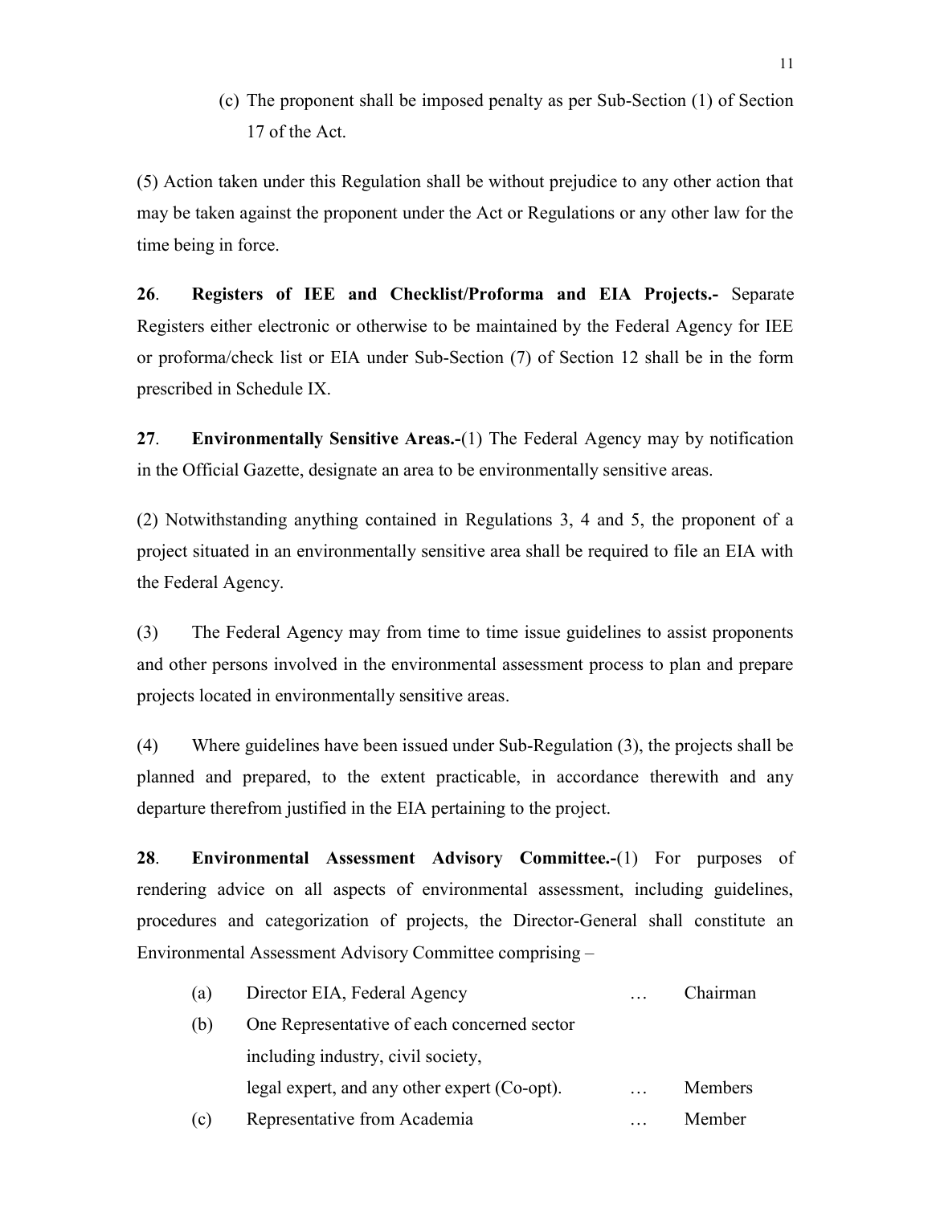(c) The proponent shall be imposed penalty as per Sub-Section (1) of Section 17 of the Act.

(5) Action taken under this Regulation shall be without prejudice to any other action that may be taken against the proponent under the Act or Regulations or any other law for the time being in force.

**26**. **Registers of IEE and Checklist/Proforma and EIA Projects.-** Separate Registers either electronic or otherwise to be maintained by the Federal Agency for IEE or proforma/check list or EIA under Sub-Section (7) of Section 12 shall be in the form prescribed in Schedule IX.

**27**. **Environmentally Sensitive Areas.-**(1) The Federal Agency may by notification in the Official Gazette, designate an area to be environmentally sensitive areas.

(2) Notwithstanding anything contained in Regulations 3, 4 and 5, the proponent of a project situated in an environmentally sensitive area shall be required to file an EIA with the Federal Agency.

(3) The Federal Agency may from time to time issue guidelines to assist proponents and other persons involved in the environmental assessment process to plan and prepare projects located in environmentally sensitive areas.

(4) Where guidelines have been issued under Sub-Regulation (3), the projects shall be planned and prepared, to the extent practicable, in accordance therewith and any departure therefrom justified in the EIA pertaining to the project.

**28**. **Environmental Assessment Advisory Committee.-**(1) For purposes of rendering advice on all aspects of environmental assessment, including guidelines, procedures and categorization of projects, the Director-General shall constitute an Environmental Assessment Advisory Committee comprising –

| | | | |
|---|---|---|---|
| (a) | Director EIA, Federal Agency | … | Chairman |
| (b) | One Representative of each concerned sector including industry, civil society, legal expert, and any other expert (Co-opt). | … | Members |
| (c) | Representative from Academia | … | Member |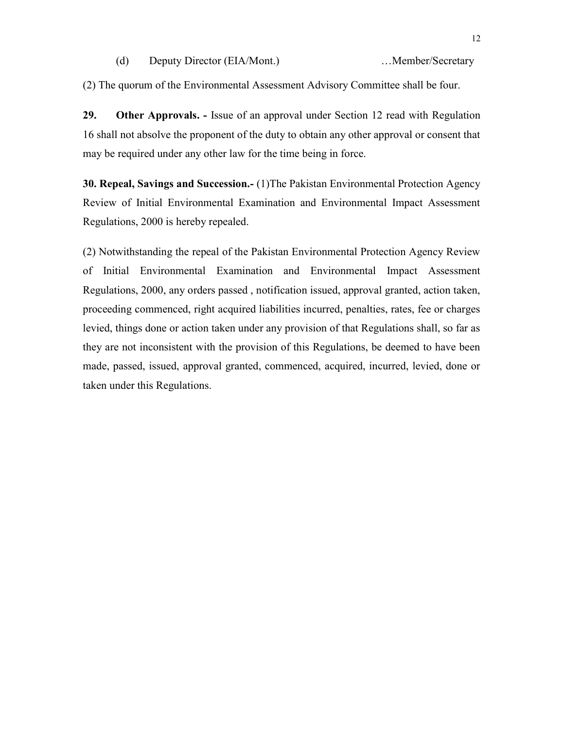(d) Deputy Director (EIA/Mont.) …Member/Secretary

(2) The quorum of the Environmental Assessment Advisory Committee shall be four.

**29. Other Approvals. -** Issue of an approval under Section 12 read with Regulation 16 shall not absolve the proponent of the duty to obtain any other approval or consent that may be required under any other law for the time being in force.

**30. Repeal, Savings and Succession.-** (1)The Pakistan Environmental Protection Agency Review of Initial Environmental Examination and Environmental Impact Assessment Regulations, 2000 is hereby repealed.

(2) Notwithstanding the repeal of the Pakistan Environmental Protection Agency Review of Initial Environmental Examination and Environmental Impact Assessment Regulations, 2000, any orders passed , notification issued, approval granted, action taken, proceeding commenced, right acquired liabilities incurred, penalties, rates, fee or charges levied, things done or action taken under any provision of that Regulations shall, so far as they are not inconsistent with the provision of this Regulations, be deemed to have been made, passed, issued, approval granted, commenced, acquired, incurred, levied, done or taken under this Regulations.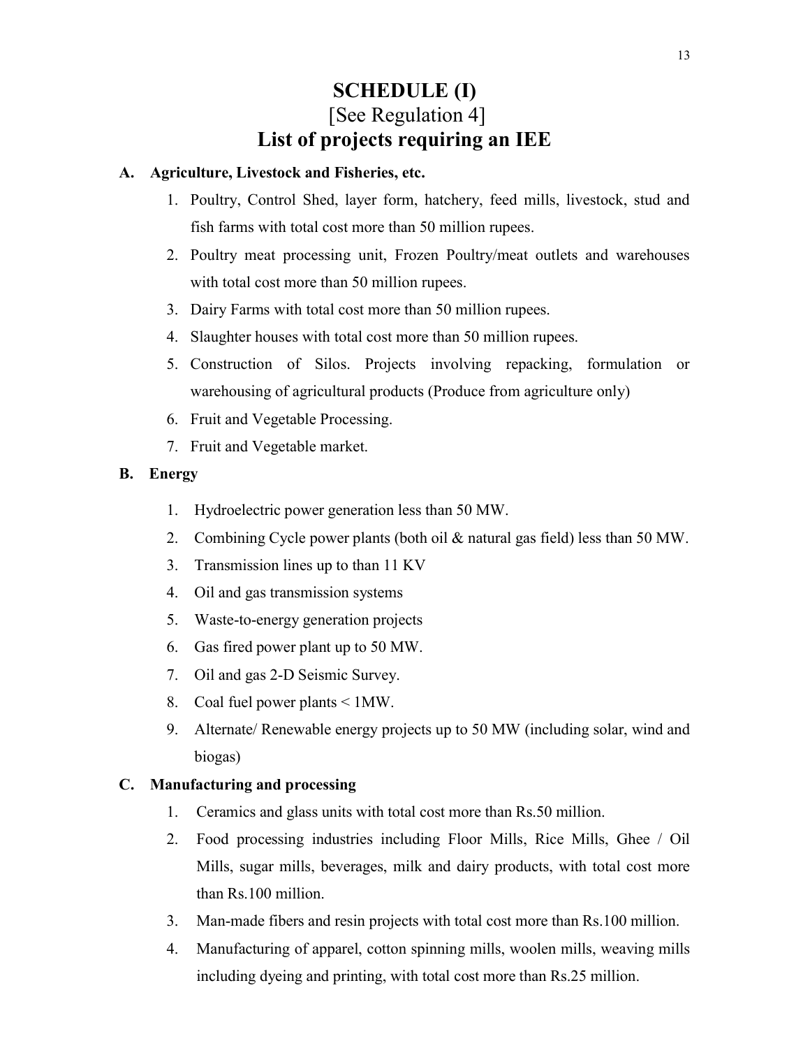# SCHEDULE (I)

## [See Regulation 4]

## List of projects requiring an IEE

**A. Agriculture, Livestock and Fisheries, etc.**

1. Poultry, Control Shed, layer form, hatchery, feed mills, livestock, stud and fish farms with total cost more than 50 million rupees.
2. Poultry meat processing unit, Frozen Poultry/meat outlets and warehouses with total cost more than 50 million rupees.
3. Dairy Farms with total cost more than 50 million rupees.
4. Slaughter houses with total cost more than 50 million rupees.
5. Construction of Silos. Projects involving repacking, formulation or warehousing of agricultural products (Produce from agriculture only)
6. Fruit and Vegetable Processing.
7. Fruit and Vegetable market.

**B. Energy**

1. Hydroelectric power generation less than 50 MW.
2. Combining Cycle power plants (both oil & natural gas field) less than 50 MW.
3. Transmission lines up to than 11 KV
4. Oil and gas transmission systems
5. Waste-to-energy generation projects
6. Gas fired power plant up to 50 MW.
7. Oil and gas 2-D Seismic Survey.
8. Coal fuel power plants < 1MW.
9. Alternate/ Renewable energy projects up to 50 MW (including solar, wind and biogas)

**C. Manufacturing and processing**

1. Ceramics and glass units with total cost more than Rs.50 million.
2. Food processing industries including Floor Mills, Rice Mills, Ghee / Oil Mills, sugar mills, beverages, milk and dairy products, with total cost more than Rs.100 million.
3. Man-made fibers and resin projects with total cost more than Rs.100 million.
4. Manufacturing of apparel, cotton spinning mills, woolen mills, weaving mills including dyeing and printing, with total cost more than Rs.25 million.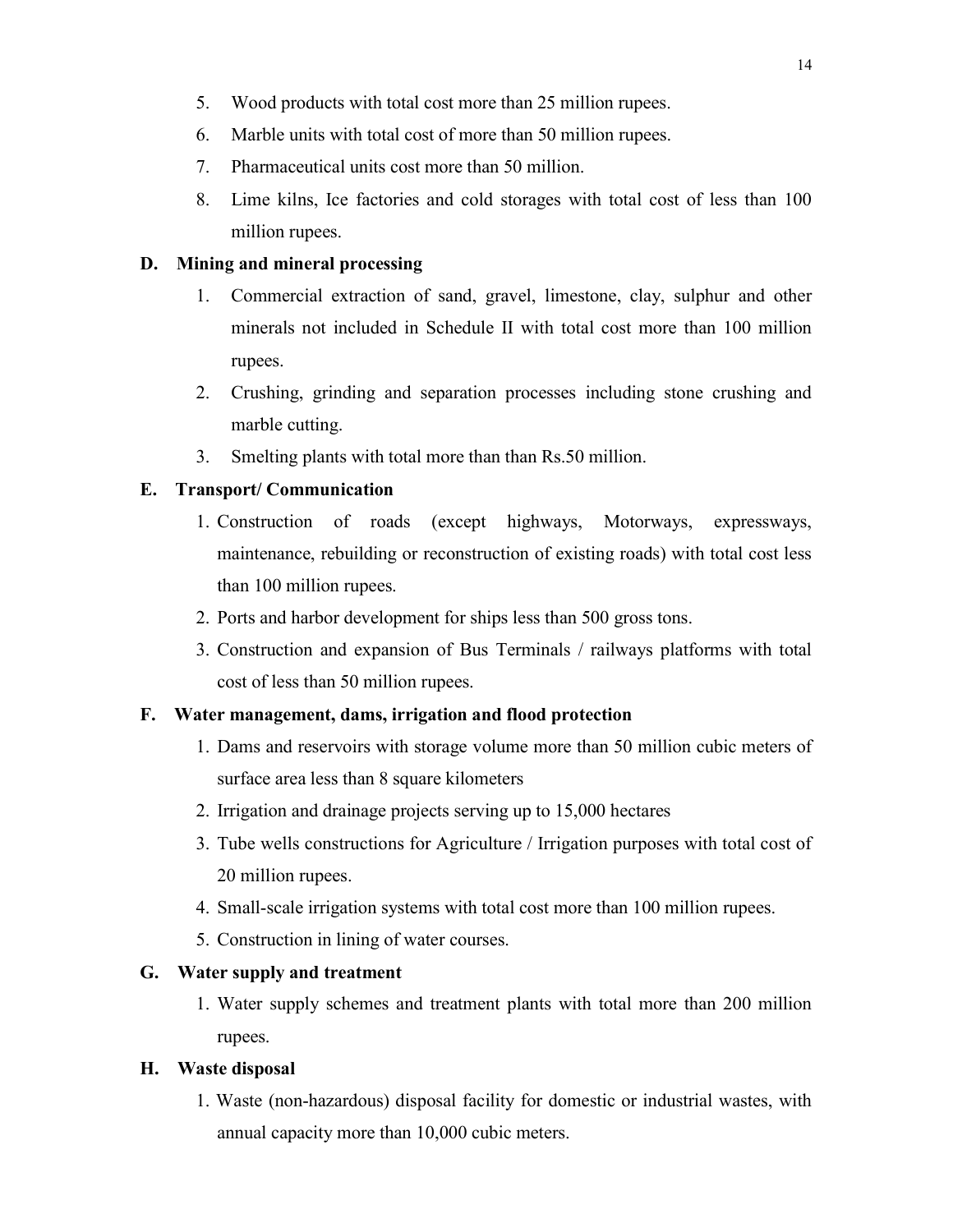5. Wood products with total cost more than 25 million rupees.
6. Marble units with total cost of more than 50 million rupees.
7. Pharmaceutical units cost more than 50 million.
8. Lime kilns, Ice factories and cold storages with total cost of less than 100 million rupees.

**D. Mining and mineral processing**

1. Commercial extraction of sand, gravel, limestone, clay, sulphur and other minerals not included in Schedule II with total cost more than 100 million rupees.
2. Crushing, grinding and separation processes including stone crushing and marble cutting.
3. Smelting plants with total more than than Rs.50 million.

**E. Transport/ Communication**

1. Construction of roads (except highways, Motorways, expressways, maintenance, rebuilding or reconstruction of existing roads) with total cost less than 100 million rupees.
2. Ports and harbor development for ships less than 500 gross tons.
3. Construction and expansion of Bus Terminals / railways platforms with total cost of less than 50 million rupees.

**F. Water management, dams, irrigation and flood protection**

1. Dams and reservoirs with storage volume more than 50 million cubic meters of surface area less than 8 square kilometers
2. Irrigation and drainage projects serving up to 15,000 hectares
3. Tube wells constructions for Agriculture / Irrigation purposes with total cost of 20 million rupees.
4. Small-scale irrigation systems with total cost more than 100 million rupees.
5. Construction in lining of water courses.

**G. Water supply and treatment**

1. Water supply schemes and treatment plants with total more than 200 million rupees.

**H. Waste disposal**

1. Waste (non-hazardous) disposal facility for domestic or industrial wastes, with annual capacity more than 10,000 cubic meters.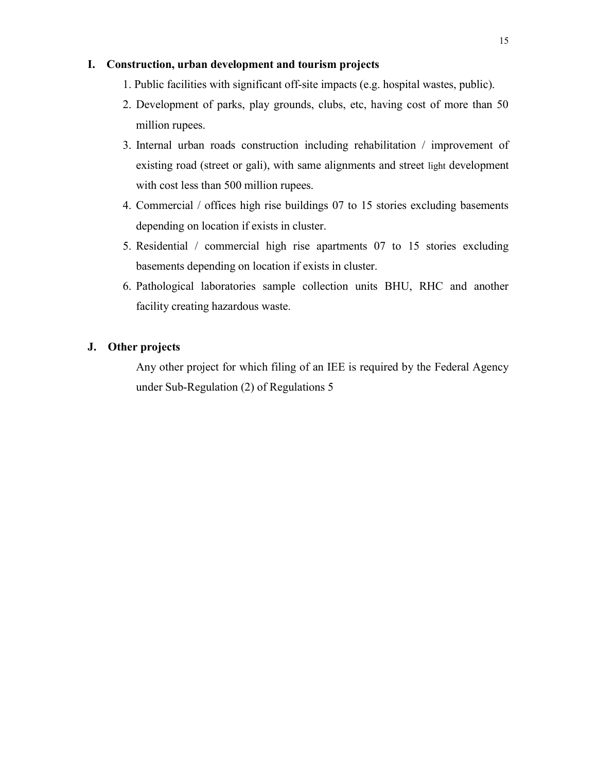## I. Construction, urban development and tourism projects

1. Public facilities with significant off-site impacts (e.g. hospital wastes, public).
2. Development of parks, play grounds, clubs, etc, having cost of more than 50 million rupees.
3. Internal urban roads construction including rehabilitation / improvement of existing road (street or gali), with same alignments and street light development with cost less than 500 million rupees.
4. Commercial / offices high rise buildings 07 to 15 stories excluding basements depending on location if exists in cluster.
5. Residential / commercial high rise apartments 07 to 15 stories excluding basements depending on location if exists in cluster.
6. Pathological laboratories sample collection units BHU, RHC and another facility creating hazardous waste.

## J. Other projects

Any other project for which filing of an IEE is required by the Federal Agency under Sub-Regulation (2) of Regulations 5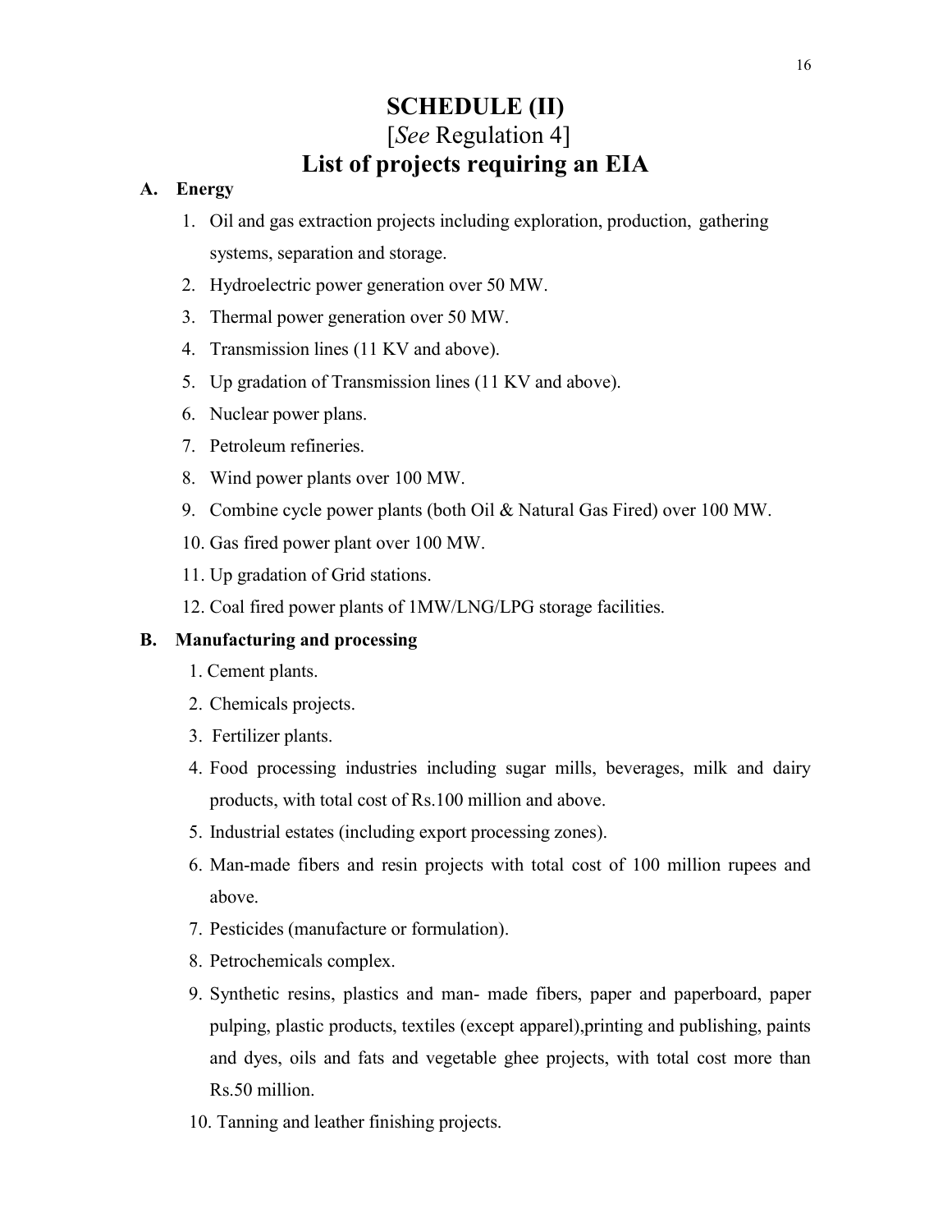# SCHEDULE (II)

## [*See* Regulation 4]

## List of projects requiring an EIA

**A. Energy**

1. Oil and gas extraction projects including exploration, production, gathering systems, separation and storage.
2. Hydroelectric power generation over 50 MW.
3. Thermal power generation over 50 MW.
4. Transmission lines (11 KV and above).
5. Up gradation of Transmission lines (11 KV and above).
6. Nuclear power plans.
7. Petroleum refineries.
8. Wind power plants over 100 MW.
9. Combine cycle power plants (both Oil & Natural Gas Fired) over 100 MW.
10. Gas fired power plant over 100 MW.
11. Up gradation of Grid stations.
12. Coal fired power plants of 1MW/LNG/LPG storage facilities.

**B. Manufacturing and processing**

1. Cement plants.
2. Chemicals projects.
3. Fertilizer plants.
4. Food processing industries including sugar mills, beverages, milk and dairy products, with total cost of Rs.100 million and above.
5. Industrial estates (including export processing zones).
6. Man-made fibers and resin projects with total cost of 100 million rupees and above.
7. Pesticides (manufacture or formulation).
8. Petrochemicals complex.
9. Synthetic resins, plastics and man- made fibers, paper and paperboard, paper pulping, plastic products, textiles (except apparel),printing and publishing, paints and dyes, oils and fats and vegetable ghee projects, with total cost more than Rs.50 million.
10. Tanning and leather finishing projects.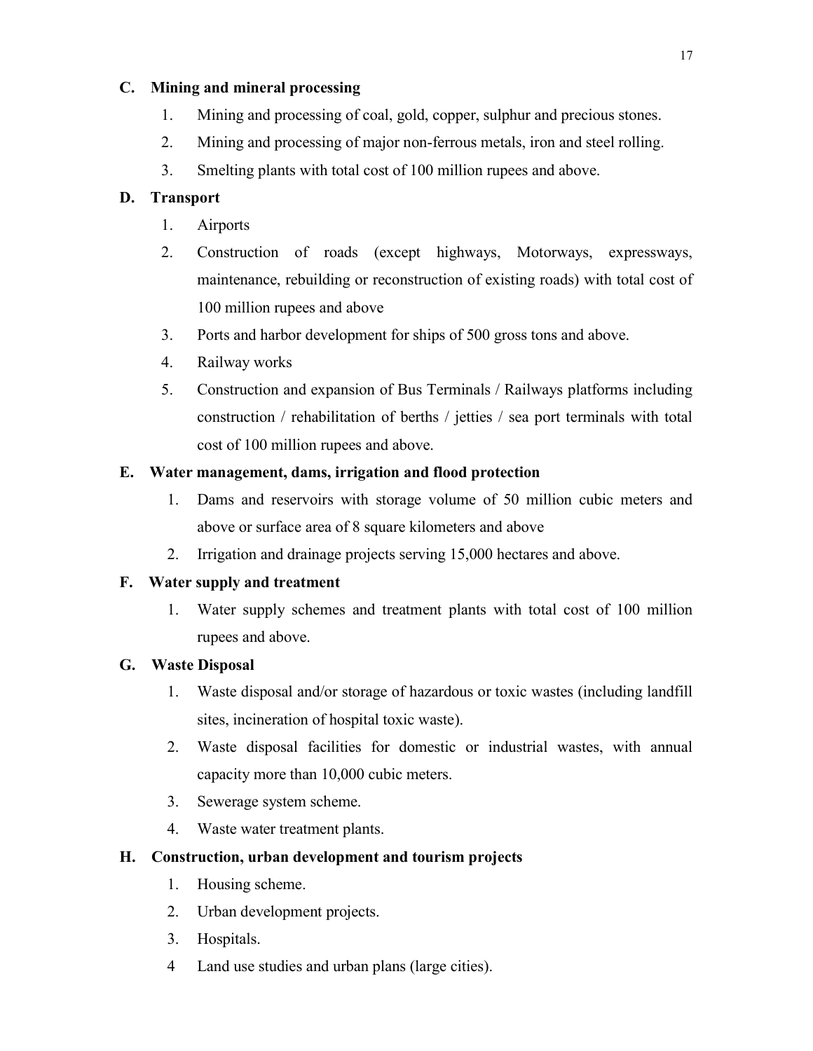**C. Mining and mineral processing**

1. Mining and processing of coal, gold, copper, sulphur and precious stones.
2. Mining and processing of major non-ferrous metals, iron and steel rolling.
3. Smelting plants with total cost of 100 million rupees and above.

**D. Transport**

1. Airports
2. Construction of roads (except highways, Motorways, expressways, maintenance, rebuilding or reconstruction of existing roads) with total cost of 100 million rupees and above
3. Ports and harbor development for ships of 500 gross tons and above.
4. Railway works
5. Construction and expansion of Bus Terminals / Railways platforms including construction / rehabilitation of berths / jetties / sea port terminals with total cost of 100 million rupees and above.

**E. Water management, dams, irrigation and flood protection**

1. Dams and reservoirs with storage volume of 50 million cubic meters and above or surface area of 8 square kilometers and above
2. Irrigation and drainage projects serving 15,000 hectares and above.

**F. Water supply and treatment**

1. Water supply schemes and treatment plants with total cost of 100 million rupees and above.

**G. Waste Disposal**

1. Waste disposal and/or storage of hazardous or toxic wastes (including landfill sites, incineration of hospital toxic waste).
2. Waste disposal facilities for domestic or industrial wastes, with annual capacity more than 10,000 cubic meters.
3. Sewerage system scheme.
4. Waste water treatment plants.

**H. Construction, urban development and tourism projects**

1. Housing scheme.
2. Urban development projects.
3. Hospitals.
4. Land use studies and urban plans (large cities).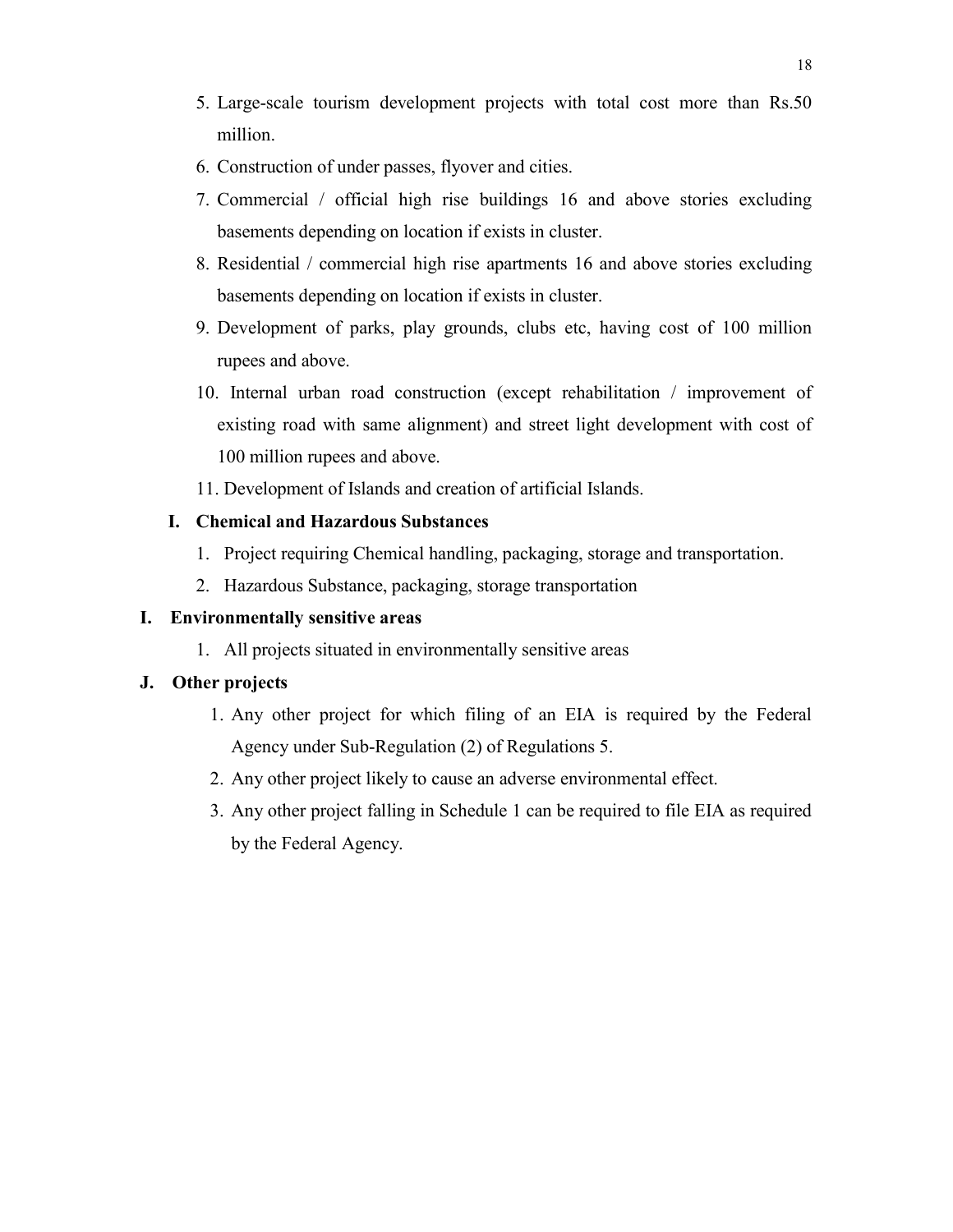5. Large-scale tourism development projects with total cost more than Rs.50 million.
6. Construction of under passes, flyover and cities.
7. Commercial / official high rise buildings 16 and above stories excluding basements depending on location if exists in cluster.
8. Residential / commercial high rise apartments 16 and above stories excluding basements depending on location if exists in cluster.
9. Development of parks, play grounds, clubs etc, having cost of 100 million rupees and above.
10. Internal urban road construction (except rehabilitation / improvement of existing road with same alignment) and street light development with cost of 100 million rupees and above.
11. Development of Islands and creation of artificial Islands.

**I. Chemical and Hazardous Substances**

1. Project requiring Chemical handling, packaging, storage and transportation.
2. Hazardous Substance, packaging, storage transportation

**I. Environmentally sensitive areas**

1. All projects situated in environmentally sensitive areas

**J. Other projects**

1. Any other project for which filing of an EIA is required by the Federal Agency under Sub-Regulation (2) of Regulations 5.
2. Any other project likely to cause an adverse environmental effect.
3. Any other project falling in Schedule 1 can be required to file EIA as required by the Federal Agency.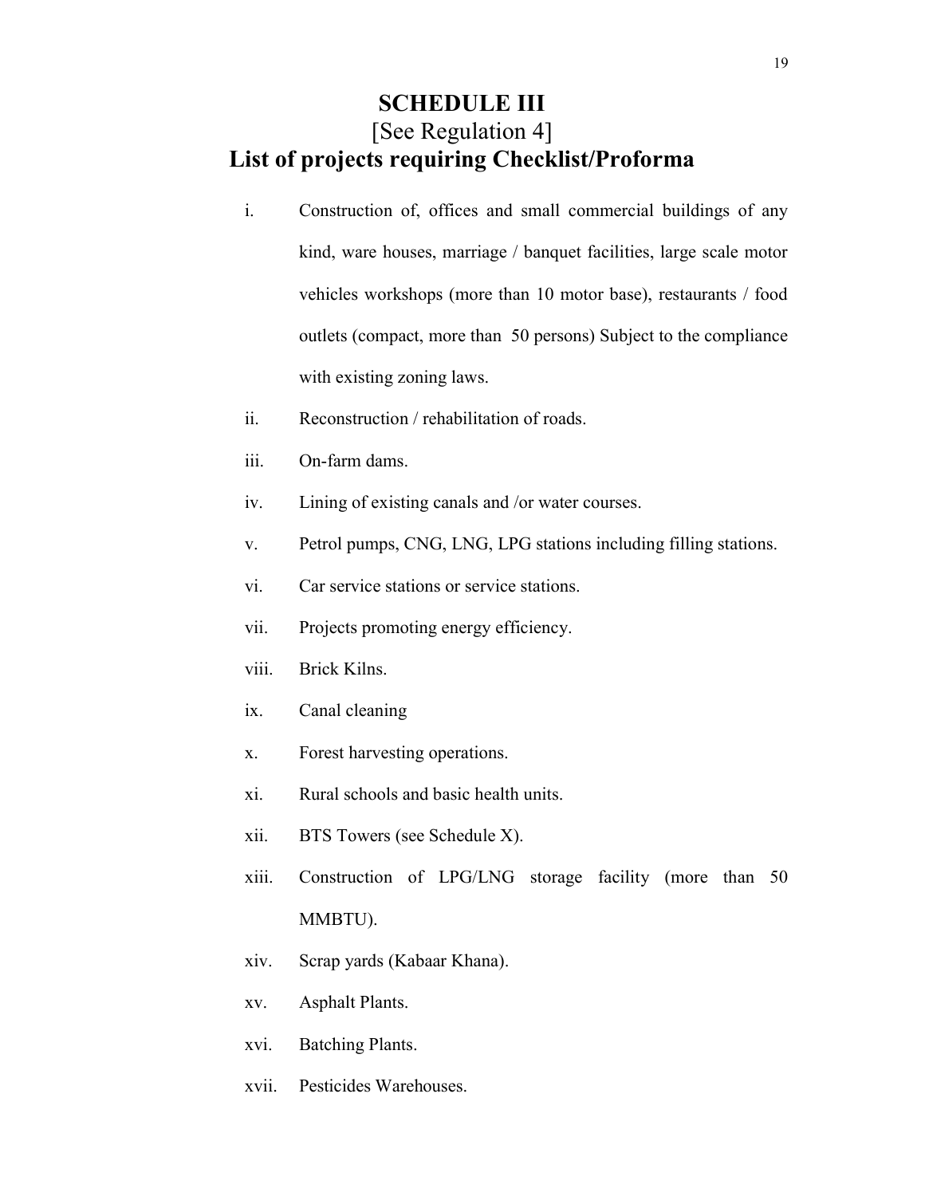# SCHEDULE III

[See Regulation 4]

## List of projects requiring Checklist/Proforma

i. Construction of, offices and small commercial buildings of any kind, ware houses, marriage / banquet facilities, large scale motor vehicles workshops (more than 10 motor base), restaurants / food outlets (compact, more than 50 persons) Subject to the compliance with existing zoning laws.

ii. Reconstruction / rehabilitation of roads.

iii. On-farm dams.

iv. Lining of existing canals and /or water courses.

v. Petrol pumps, CNG, LNG, LPG stations including filling stations.

vi. Car service stations or service stations.

vii. Projects promoting energy efficiency.

viii. Brick Kilns.

ix. Canal cleaning

x. Forest harvesting operations.

xi. Rural schools and basic health units.

xii. BTS Towers (see Schedule X).

xiii. Construction of LPG/LNG storage facility (more than 50 MMBTU).

xiv. Scrap yards (Kabaar Khana).

xv. Asphalt Plants.

xvi. Batching Plants.

xvii. Pesticides Warehouses.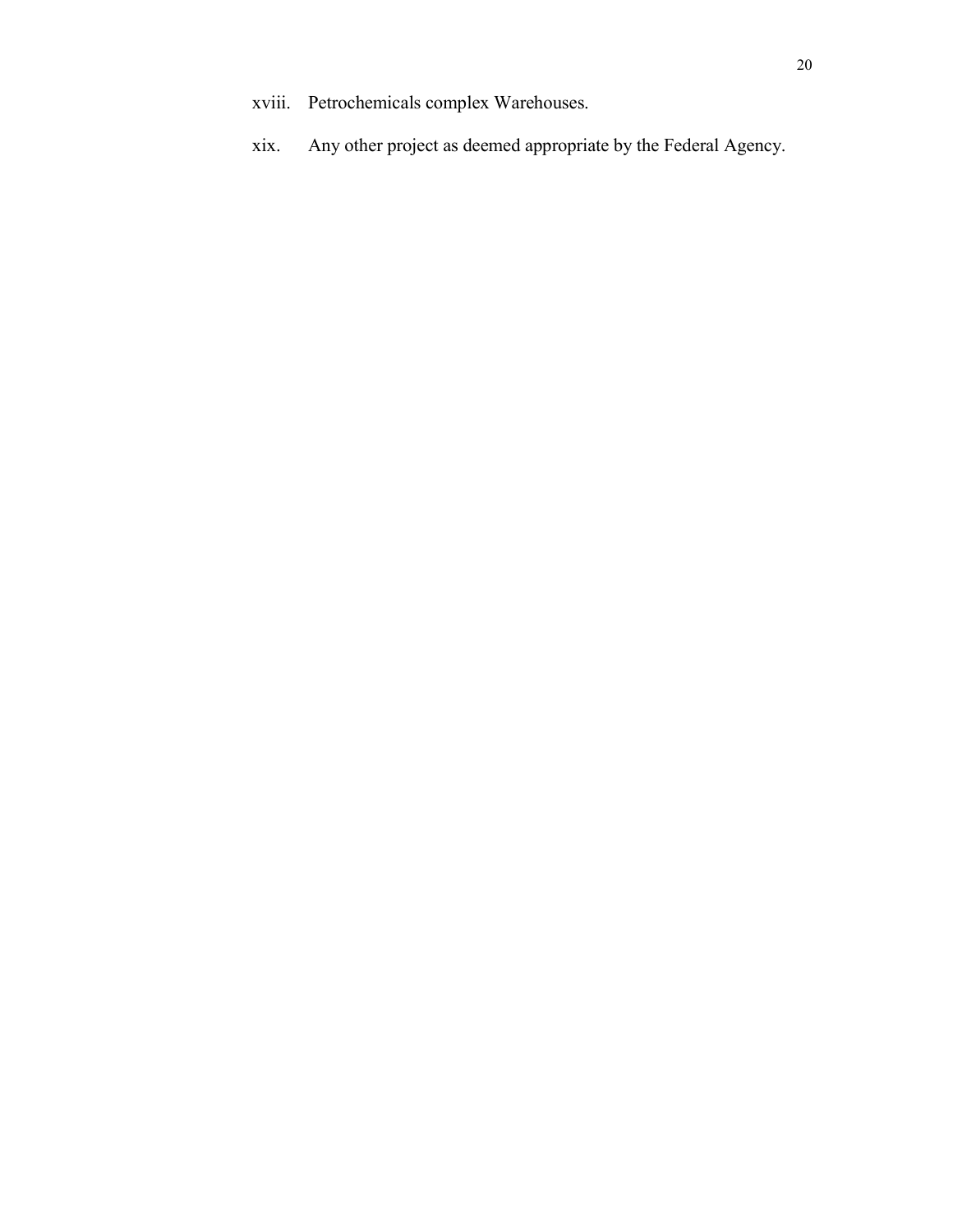xviii. Petrochemicals complex Warehouses.

xix. Any other project as deemed appropriate by the Federal Agency.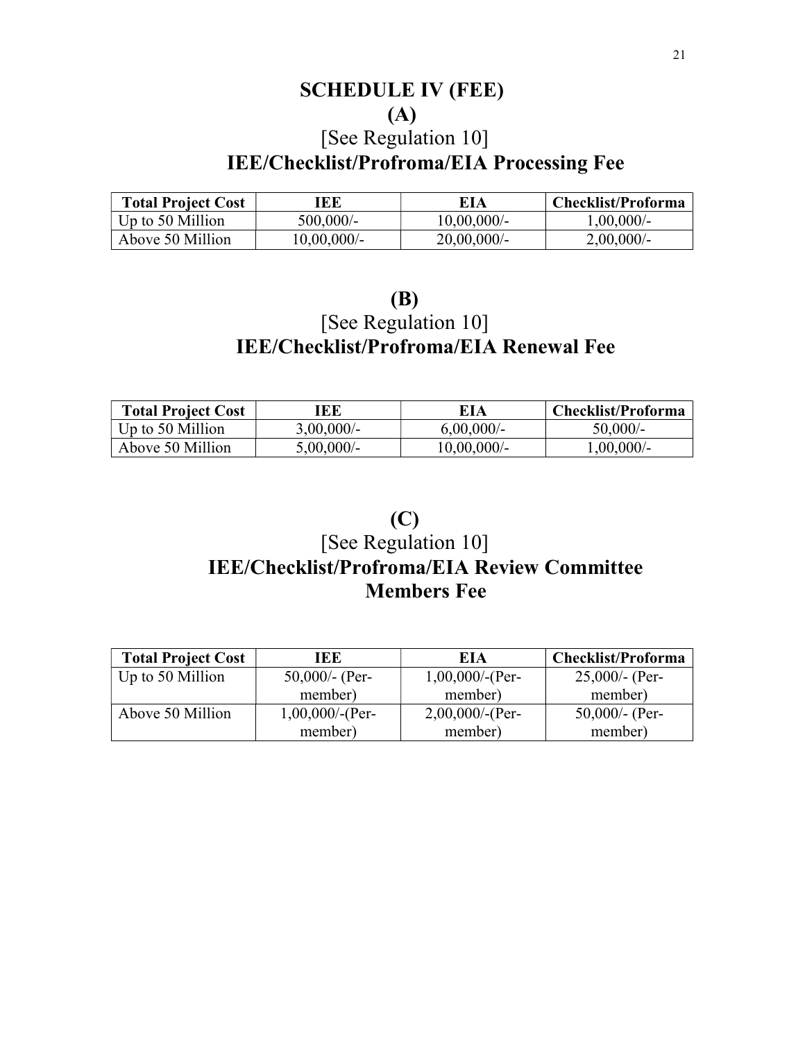# SCHEDULE IV (FEE)

## (A)

[See Regulation 10]

## IEE/Checklist/Profroma/EIA Processing Fee

| Total Project Cost | IEE | EIA | Checklist/Proforma |
|---|---|---|---|
| Up to 50 Million | 500,000/- | 10,00,000/- | 1,00,000/- |
| Above 50 Million | 10,00,000/- | 20,00,000/- | 2,00,000/- |

## (B)

[See Regulation 10]

## IEE/Checklist/Profroma/EIA Renewal Fee

| Total Project Cost | IEE | EIA | Checklist/Proforma |
|---|---|---|---|
| Up to 50 Million | 3,00,000/- | 6,00,000/- | 50,000/- |
| Above 50 Million | 5,00,000/- | 10,00,000/- | 1,00,000/- |

## (C)

[See Regulation 10]

## IEE/Checklist/Profroma/EIA Review Committee Members Fee

| Total Project Cost | IEE | EIA | Checklist/Proforma |
|---|---|---|---|
| Up to 50 Million | 50,000/- (Per-member) | 1,00,000/-(Per-member) | 25,000/- (Per-member) |
| Above 50 Million | 1,00,000/-(Per-member) | 2,00,000/-(Per-member) | 50,000/- (Per-member) |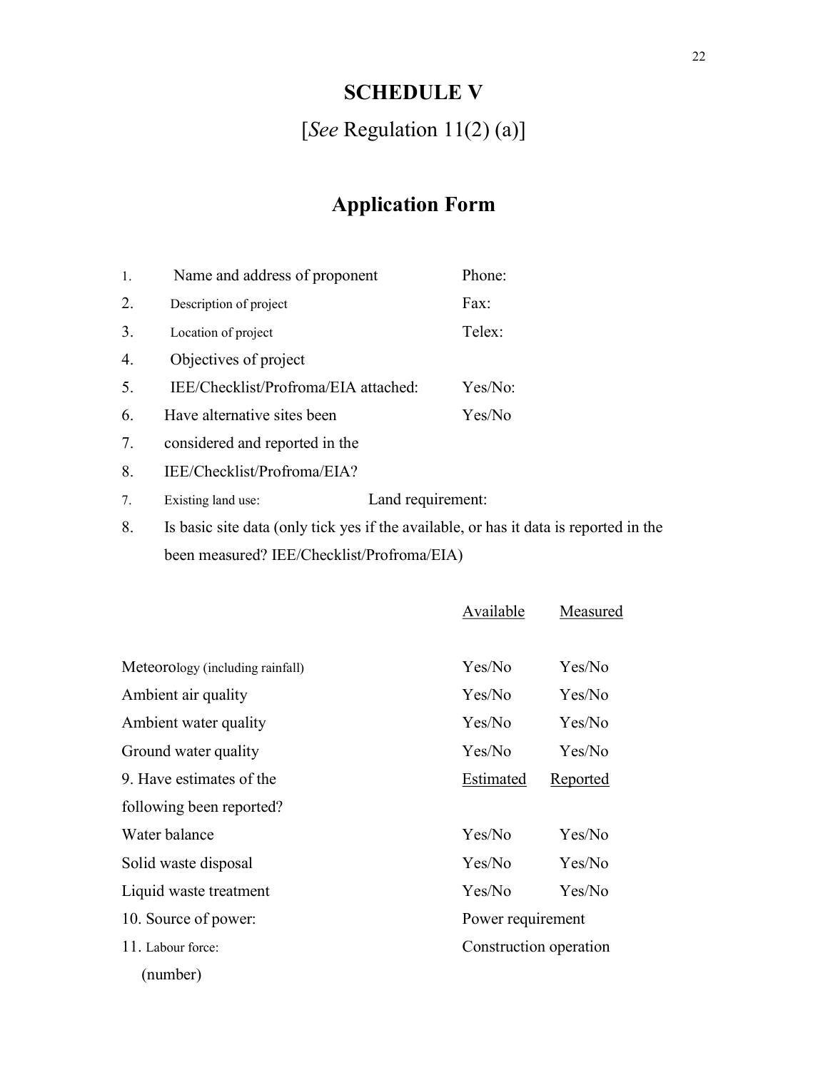# SCHEDULE V

## [*See* Regulation 11(2) (a)]

## Application Form

1. Name and address of proponent — Phone:
2. Description of project — Fax:
3. Location of project — Telex:
4. Objectives of project
5. IEE/Checklist/Profroma/EIA attached: — Yes/No:
6. Have alternative sites been — Yes/No
7. considered and reported in the
8. IEE/Checklist/Profroma/EIA?
7. Existing land use: — Land requirement:
8. Is basic site data (only tick yes if the available, or has it data is reported in the been measured? IEE/Checklist/Profroma/EIA)

| | Available | Measured |
|---|---|---|
| Meteorology (including rainfall) | Yes/No | Yes/No |
| Ambient air quality | Yes/No | Yes/No |
| Ambient water quality | Yes/No | Yes/No |
| Ground water quality | Yes/No | Yes/No |

| 9. Have estimates of the following been reported? | Estimated | Reported |
|---|---|---|
| Water balance | Yes/No | Yes/No |
| Solid waste disposal | Yes/No | Yes/No |
| Liquid waste treatment | Yes/No | Yes/No |

10. Source of power: — Power requirement
11. Labour force: (number) — Construction operation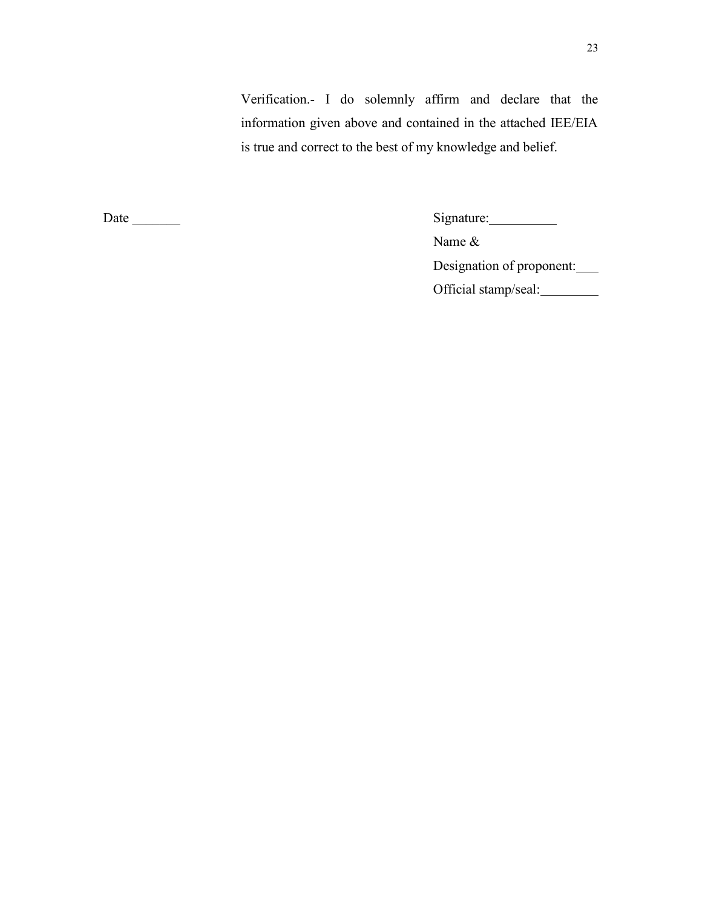Verification.- I do solemnly affirm and declare that the information given above and contained in the attached IEE/EIA is true and correct to the best of my knowledge and belief.

Date _______

Signature: __________

Name &

Designation of proponent: ___

Official stamp/seal: _________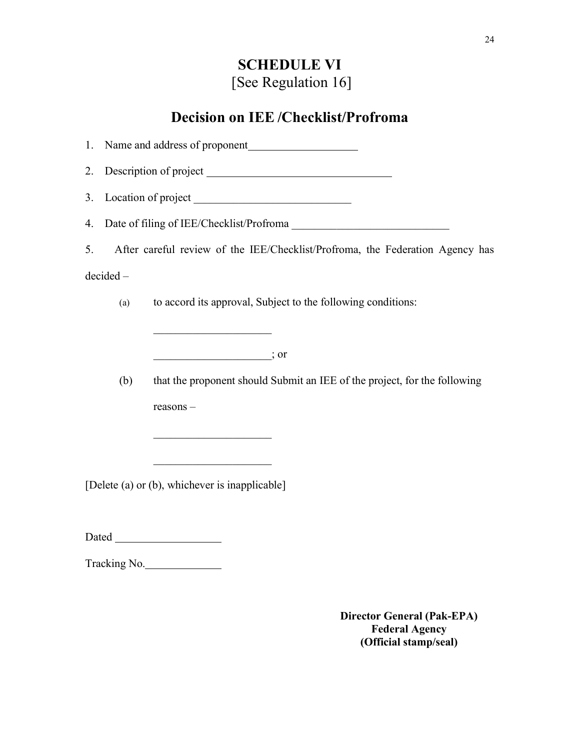# SCHEDULE VI

[See Regulation 16]

## Decision on IEE /Checklist/Profroma

1. Name and address of proponent____________________

2. Description of project __________________________________

3. Location of project ____________________________

4. Date of filing of IEE/Checklist/Profroma ____________________________

5. After careful review of the IEE/Checklist/Profroma, the Federation Agency has decided –

   (a) to accord its approval, Subject to the following conditions:

   _____________________

   _____________________; or

   (b) that the proponent should Submit an IEE of the project, for the following reasons –

   _____________________

   _____________________

[Delete (a) or (b), whichever is inapplicable]

Dated ___________________

Tracking No.______________

**Director General (Pak-EPA)**
**Federal Agency**
**(Official stamp/seal)**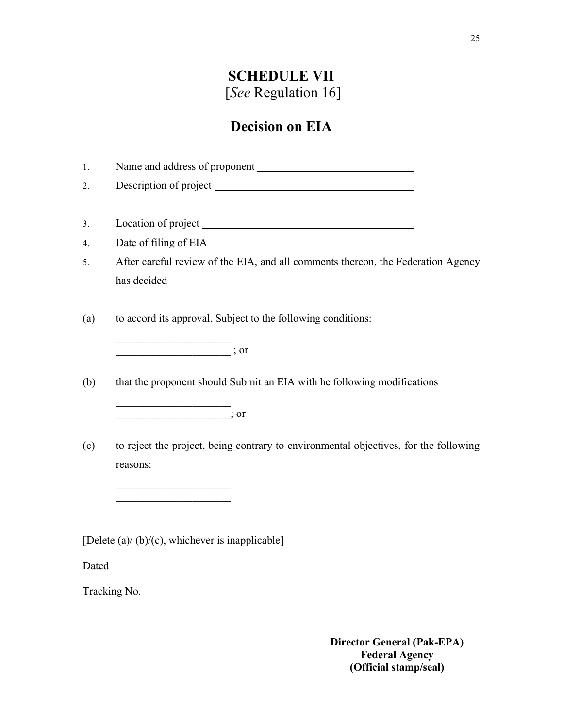# SCHEDULE VII

[*See* Regulation 16]

## Decision on EIA

1. Name and address of proponent ____________________________
2. Description of project ____________________________________

3. Location of project ______________________________________
4. Date of filing of EIA _____________________________________
5. After careful review of the EIA, and all comments thereon, the Federation Agency has decided –

(a) to accord its approval, Subject to the following conditions:

_____________________
_____________________ ; or

(b) that the proponent should Submit an EIA with he following modifications

_____________________
_____________________; or

(c) to reject the project, being contrary to environmental objectives, for the following reasons:

_____________________
_____________________

[Delete (a)/ (b)/(c), whichever is inapplicable]

Dated _____________

Tracking No.______________

**Director General (Pak-EPA)**
**Federal Agency**
**(Official stamp/seal)**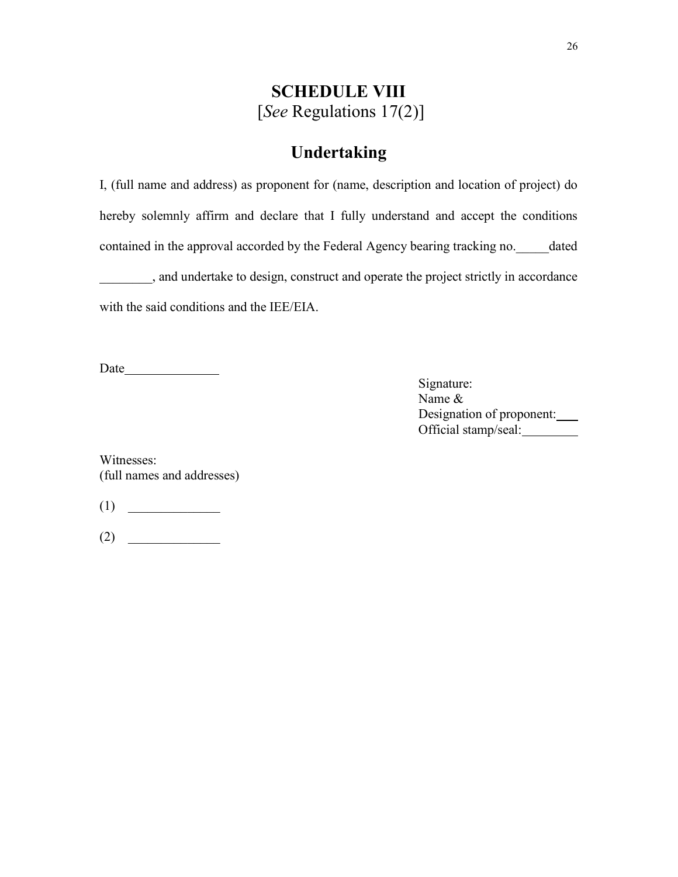# SCHEDULE VIII
[*See* Regulations 17(2)]

## Undertaking

I, (full name and address) as proponent for (name, description and location of project) do hereby solemnly affirm and declare that I fully understand and accept the conditions contained in the approval accorded by the Federal Agency bearing tracking no.\_\_\_\_\_dated \_\_\_\_\_\_\_\_, and undertake to design, construct and operate the project strictly in accordance with the said conditions and the IEE/EIA.

Date\_\_\_\_\_\_\_\_\_\_\_\_\_\_\_

Signature:
Name &
Designation of proponent:\_\_\_
Official stamp/seal:\_\_\_\_\_\_\_\_\_

Witnesses:
(full names and addresses)

(1) \_\_\_\_\_\_\_\_\_\_\_\_\_\_

(2) \_\_\_\_\_\_\_\_\_\_\_\_\_\_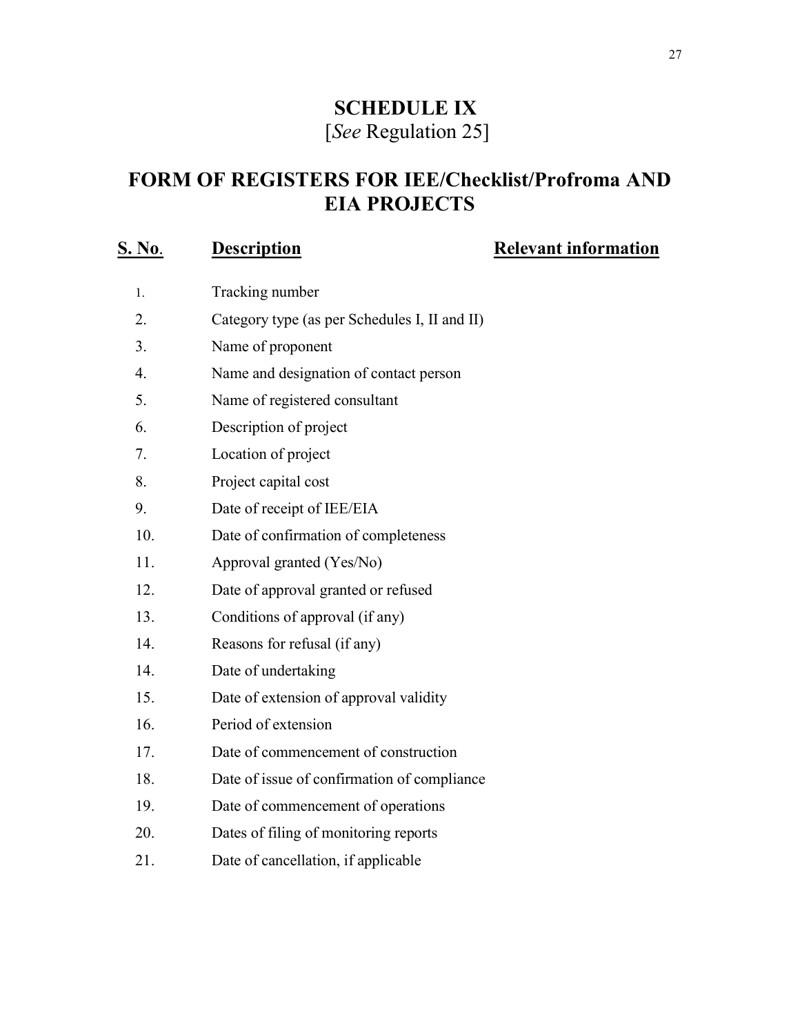# SCHEDULE IX

[*See* Regulation 25]

## FORM OF REGISTERS FOR IEE/Checklist/Profroma AND EIA PROJECTS

| **S. No.** | **Description** | **Relevant information** |
|---|---|---|
| 1. | Tracking number | |
| 2. | Category type (as per Schedules I, II and II) | |
| 3. | Name of proponent | |
| 4. | Name and designation of contact person | |
| 5. | Name of registered consultant | |
| 6. | Description of project | |
| 7. | Location of project | |
| 8. | Project capital cost | |
| 9. | Date of receipt of IEE/EIA | |
| 10. | Date of confirmation of completeness | |
| 11. | Approval granted (Yes/No) | |
| 12. | Date of approval granted or refused | |
| 13. | Conditions of approval (if any) | |
| 14. | Reasons for refusal (if any) | |
| 14. | Date of undertaking | |
| 15. | Date of extension of approval validity | |
| 16. | Period of extension | |
| 17. | Date of commencement of construction | |
| 18. | Date of issue of confirmation of compliance | |
| 19. | Date of commencement of operations | |
| 20. | Dates of filing of monitoring reports | |
| 21. | Date of cancellation, if applicable | |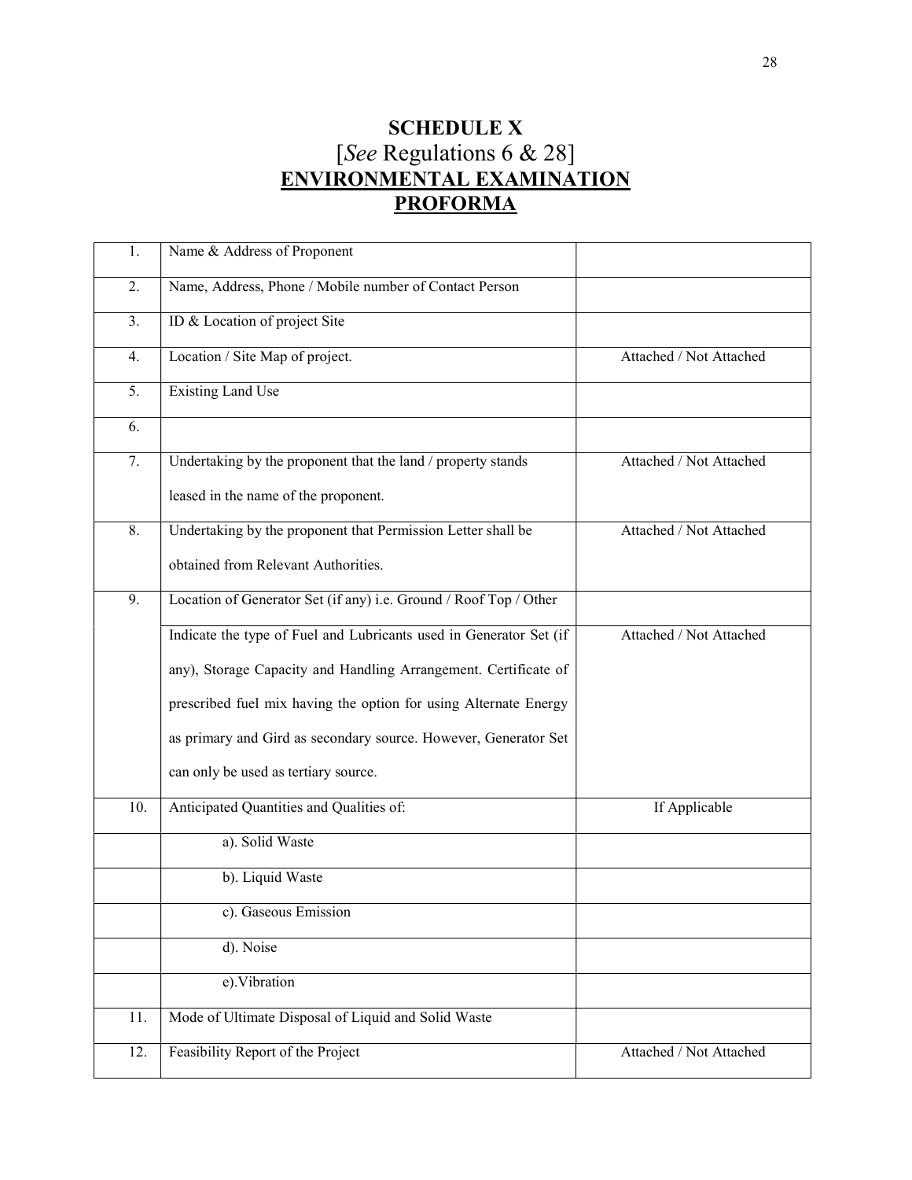# SCHEDULE X

[*See* Regulations 6 & 28]

## ENVIRONMENTAL EXAMINATION PROFORMA

| | | |
|---|---|---|
| 1. | Name & Address of Proponent | |
| 2. | Name, Address, Phone / Mobile number of Contact Person | |
| 3. | ID & Location of project Site | |
| 4. | Location / Site Map of project. | Attached / Not Attached |
| 5. | Existing Land Use | |
| 6. | | |
| 7. | Undertaking by the proponent that the land / property stands leased in the name of the proponent. | Attached / Not Attached |
| 8. | Undertaking by the proponent that Permission Letter shall be obtained from Relevant Authorities. | Attached / Not Attached |
| 9. | Location of Generator Set (if any) i.e. Ground / Roof Top / Other | |
| | Indicate the type of Fuel and Lubricants used in Generator Set (if any), Storage Capacity and Handling Arrangement. Certificate of prescribed fuel mix having the option for using Alternate Energy as primary and Gird as secondary source. However, Generator Set can only be used as tertiary source. | Attached / Not Attached |
| 10. | Anticipated Quantities and Qualities of: | If Applicable |
| | a). Solid Waste | |
| | b). Liquid Waste | |
| | c). Gaseous Emission | |
| | d). Noise | |
| | e).Vibration | |
| 11. | Mode of Ultimate Disposal of Liquid and Solid Waste | |
| 12. | Feasibility Report of the Project | Attached / Not Attached |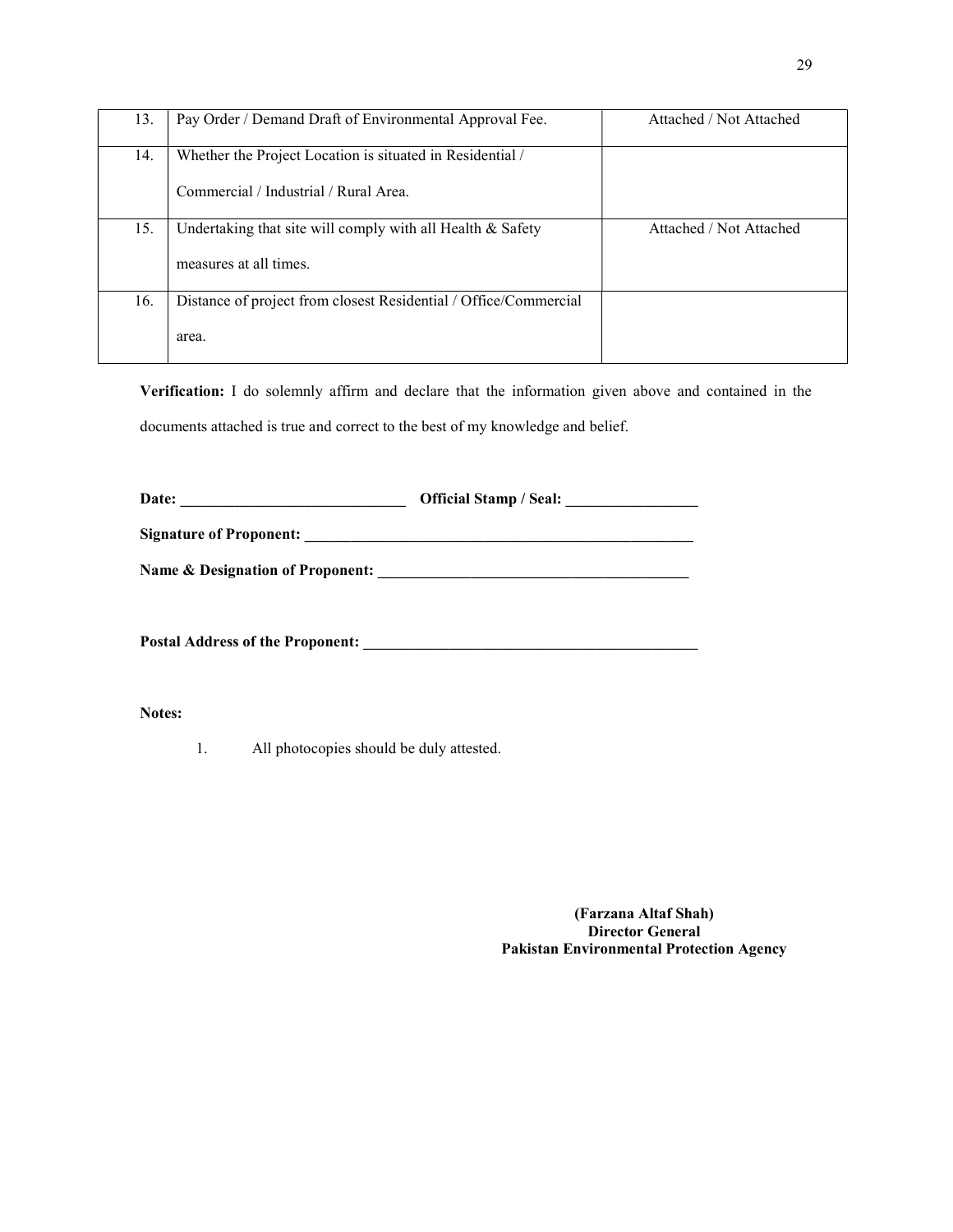| | | |
|---|---|---|
| 13. | Pay Order / Demand Draft of Environmental Approval Fee. | Attached / Not Attached |
| 14. | Whether the Project Location is situated in Residential / Commercial / Industrial / Rural Area. | |
| 15. | Undertaking that site will comply with all Health & Safety measures at all times. | Attached / Not Attached |
| 16. | Distance of project from closest Residential / Office/Commercial area. | |

**Verification:** I do solemnly affirm and declare that the information given above and contained in the documents attached is true and correct to the best of my knowledge and belief.

**Date: ______________________________ Official Stamp / Seal: _________________**

**Signature of Proponent: _____________________________________________________**

**Name & Designation of Proponent: __________________________________________**

**Postal Address of the Proponent: ____________________________________________**

**Notes:**

1. All photocopies should be duly attested.

**(Farzana Altaf Shah)**
**Director General**
**Pakistan Environmental Protection Agency**